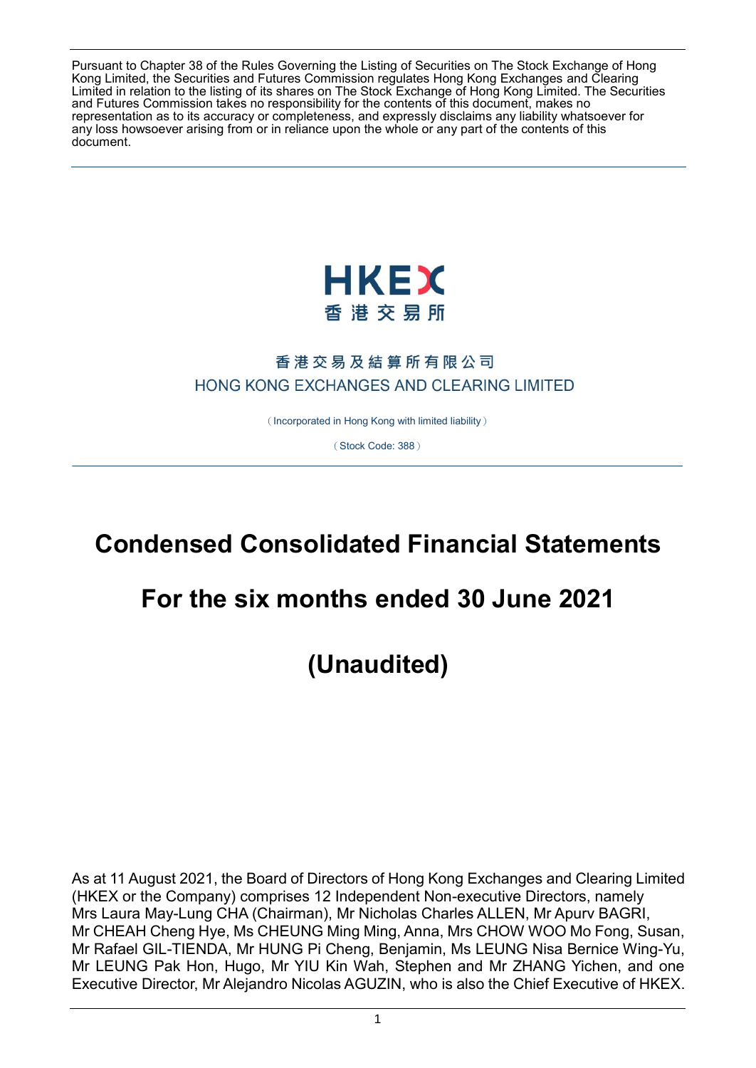Pursuant to Chapter 38 of the Rules Governing the Listing of Securities on The Stock Exchange of Hong Kong Limited, the Securities and Futures Commission regulates Hong Kong Exchanges and Clearing Limited in relation to the listing of its shares on The Stock Exchange of Hong Kong Limited. The Securities and Futures Commission takes no responsibility for the contents of this document, makes no representation as to its accuracy or completeness, and expressly disclaims any liability whatsoever for any loss howsoever arising from or in reliance upon the whole or any part of the contents of this document.

HKEX
香港交易所

香港交易及結算所有限公司
HONG KONG EXCHANGES AND CLEARING LIMITED

(Incorporated in Hong Kong with limited liability)

(Stock Code: 388)

# Condensed Consolidated Financial Statements

# For the six months ended 30 June 2021

# (Unaudited)

As at 11 August 2021, the Board of Directors of Hong Kong Exchanges and Clearing Limited (HKEX or the Company) comprises 12 Independent Non-executive Directors, namely Mrs Laura May-Lung CHA (Chairman), Mr Nicholas Charles ALLEN, Mr Apurv BAGRI, Mr CHEAH Cheng Hye, Ms CHEUNG Ming Ming, Anna, Mrs CHOW WOO Mo Fong, Susan, Mr Rafael GIL-TIENDA, Mr HUNG Pi Cheng, Benjamin, Ms LEUNG Nisa Bernice Wing-Yu, Mr LEUNG Pak Hon, Hugo, Mr YIU Kin Wah, Stephen and Mr ZHANG Yichen, and one Executive Director, Mr Alejandro Nicolas AGUZIN, who is also the Chief Executive of HKEX.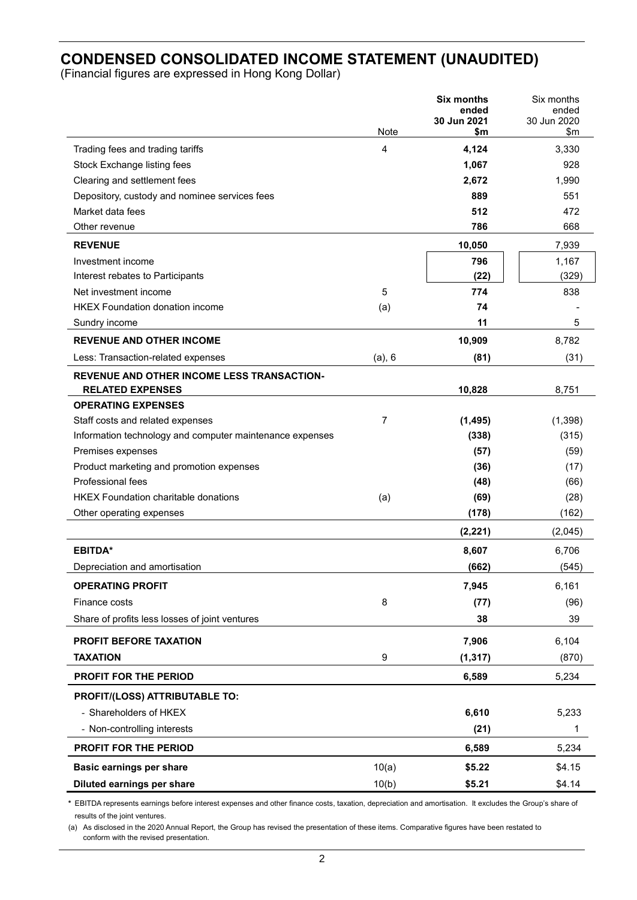# CONDENSED CONSOLIDATED INCOME STATEMENT (UNAUDITED)

(Financial figures are expressed in Hong Kong Dollar)

| | Note | **Six months ended 30 Jun 2021 $m** | Six months ended 30 Jun 2020 $m |
|---|---|---|---|
| Trading fees and trading tariffs | 4 | **4,124** | 3,330 |
| Stock Exchange listing fees | | **1,067** | 928 |
| Clearing and settlement fees | | **2,672** | 1,990 |
| Depository, custody and nominee services fees | | **889** | 551 |
| Market data fees | | **512** | 472 |
| Other revenue | | **786** | 668 |
| **REVENUE** | | **10,050** | 7,939 |
| Investment income | | **796** | 1,167 |
| Interest rebates to Participants | | **(22)** | (329) |
| Net investment income | 5 | **774** | 838 |
| HKEX Foundation donation income | (a) | **74** | - |
| Sundry income | | **11** | 5 |
| **REVENUE AND OTHER INCOME** | | **10,909** | 8,782 |
| Less: Transaction-related expenses | (a), 6 | **(81)** | (31) |
| **REVENUE AND OTHER INCOME LESS TRANSACTION-RELATED EXPENSES** | | **10,828** | 8,751 |
| **OPERATING EXPENSES** | | | |
| Staff costs and related expenses | 7 | **(1,495)** | (1,398) |
| Information technology and computer maintenance expenses | | **(338)** | (315) |
| Premises expenses | | **(57)** | (59) |
| Product marketing and promotion expenses | | **(36)** | (17) |
| Professional fees | | **(48)** | (66) |
| HKEX Foundation charitable donations | (a) | **(69)** | (28) |
| Other operating expenses | | **(178)** | (162) |
| | | **(2,221)** | (2,045) |
| **EBITDA*** | | **8,607** | 6,706 |
| Depreciation and amortisation | | **(662)** | (545) |
| **OPERATING PROFIT** | | **7,945** | 6,161 |
| Finance costs | 8 | **(77)** | (96) |
| Share of profits less losses of joint ventures | | **38** | 39 |
| **PROFIT BEFORE TAXATION** | | **7,906** | 6,104 |
| **TAXATION** | 9 | **(1,317)** | (870) |
| **PROFIT FOR THE PERIOD** | | **6,589** | 5,234 |
| **PROFIT/(LOSS) ATTRIBUTABLE TO:** | | | |
| - Shareholders of HKEX | | **6,610** | 5,233 |
| - Non-controlling interests | | **(21)** | 1 |
| **PROFIT FOR THE PERIOD** | | **6,589** | 5,234 |
| **Basic earnings per share** | 10(a) | **$5.22** | $4.15 |
| **Diluted earnings per share** | 10(b) | **$5.21** | $4.14 |

\* EBITDA represents earnings before interest expenses and other finance costs, taxation, depreciation and amortisation. It excludes the Group's share of results of the joint ventures.

(a) As disclosed in the 2020 Annual Report, the Group has revised the presentation of these items. Comparative figures have been restated to conform with the revised presentation.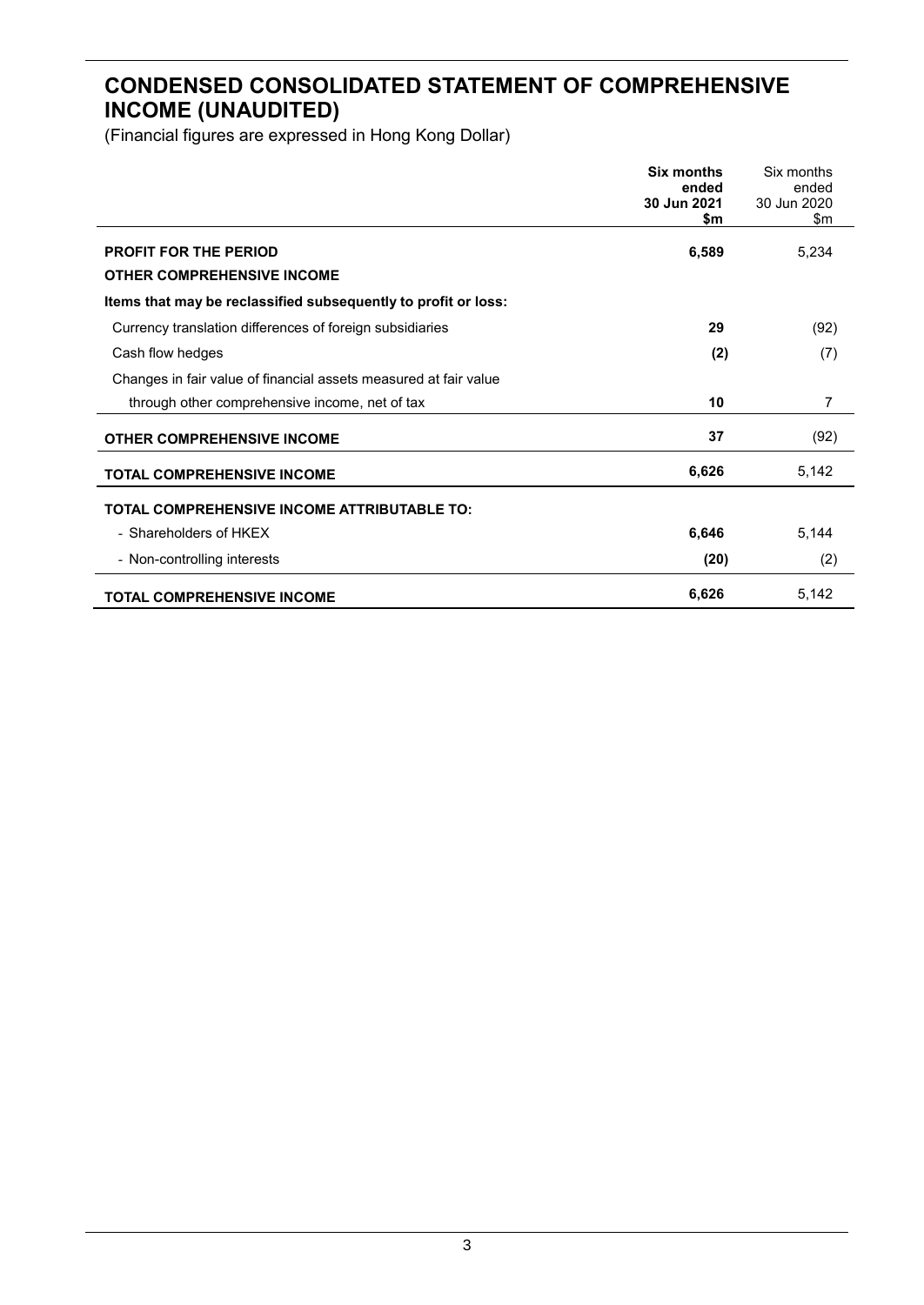# CONDENSED CONSOLIDATED STATEMENT OF COMPREHENSIVE INCOME (UNAUDITED)

(Financial figures are expressed in Hong Kong Dollar)

| | **Six months ended 30 Jun 2021 $m** | Six months ended 30 Jun 2020 $m |
|---|---|---|
| **PROFIT FOR THE PERIOD** | **6,589** | 5,234 |
| **OTHER COMPREHENSIVE INCOME** | | |
| **Items that may be reclassified subsequently to profit or loss:** | | |
| Currency translation differences of foreign subsidiaries | **29** | (92) |
| Cash flow hedges | **(2)** | (7) |
| Changes in fair value of financial assets measured at fair value through other comprehensive income, net of tax | **10** | 7 |
| **OTHER COMPREHENSIVE INCOME** | **37** | (92) |
| **TOTAL COMPREHENSIVE INCOME** | **6,626** | 5,142 |
| **TOTAL COMPREHENSIVE INCOME ATTRIBUTABLE TO:** | | |
| - Shareholders of HKEX | **6,646** | 5,144 |
| - Non-controlling interests | **(20)** | (2) |
| **TOTAL COMPREHENSIVE INCOME** | **6,626** | 5,142 |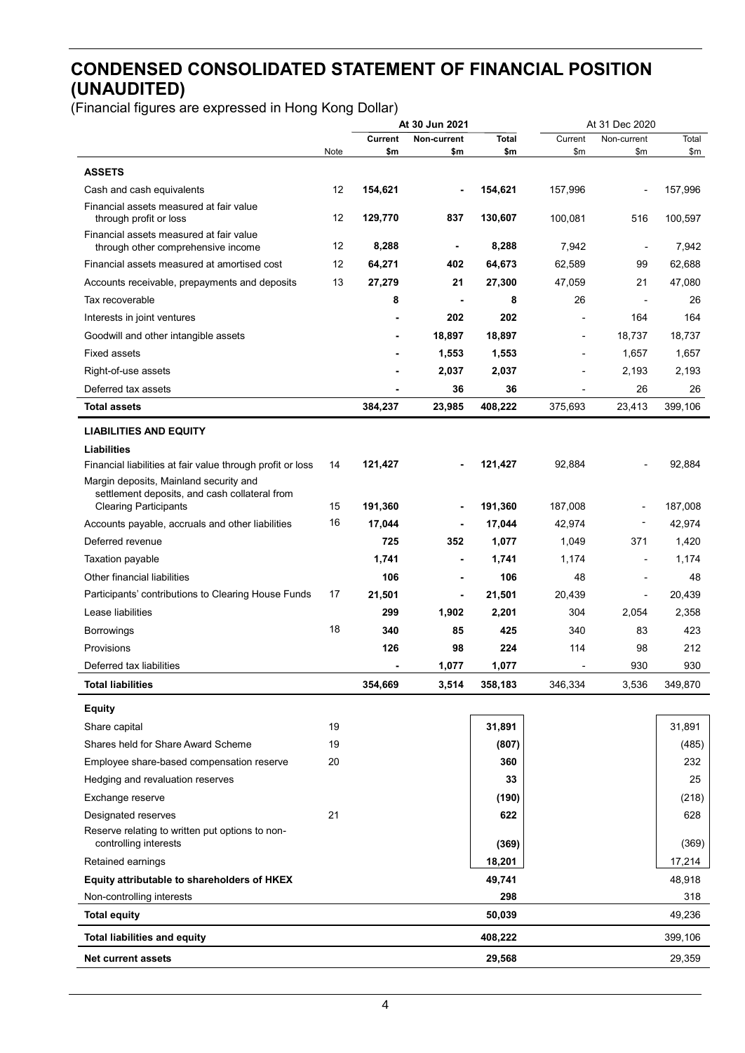# CONDENSED CONSOLIDATED STATEMENT OF FINANCIAL POSITION (UNAUDITED)

(Financial figures are expressed in Hong Kong Dollar)

| | | At 30 Jun 2021 | | | At 31 Dec 2020 | | |
|---|---|---|---|---|---|---|---|
| | Note | Current $m | Non-current $m | Total $m | Current $m | Non-current $m | Total $m |
| **ASSETS** | | | | | | | |
| Cash and cash equivalents | 12 | **154,621** | **-** | **154,621** | 157,996 | - | 157,996 |
| Financial assets measured at fair value through profit or loss | 12 | **129,770** | **837** | **130,607** | 100,081 | 516 | 100,597 |
| Financial assets measured at fair value through other comprehensive income | 12 | **8,288** | **-** | **8,288** | 7,942 | - | 7,942 |
| Financial assets measured at amortised cost | 12 | **64,271** | **402** | **64,673** | 62,589 | 99 | 62,688 |
| Accounts receivable, prepayments and deposits | 13 | **27,279** | **21** | **27,300** | 47,059 | 21 | 47,080 |
| Tax recoverable | | **8** | **-** | **8** | 26 | - | 26 |
| Interests in joint ventures | | **-** | **202** | **202** | - | 164 | 164 |
| Goodwill and other intangible assets | | **-** | **18,897** | **18,897** | - | 18,737 | 18,737 |
| Fixed assets | | **-** | **1,553** | **1,553** | - | 1,657 | 1,657 |
| Right-of-use assets | | **-** | **2,037** | **2,037** | - | 2,193 | 2,193 |
| Deferred tax assets | | **-** | **36** | **36** | - | 26 | 26 |
| **Total assets** | | **384,237** | **23,985** | **408,222** | 375,693 | 23,413 | 399,106 |
| **LIABILITIES AND EQUITY** | | | | | | | |
| **Liabilities** | | | | | | | |
| Financial liabilities at fair value through profit or loss | 14 | **121,427** | **-** | **121,427** | 92,884 | - | 92,884 |
| Margin deposits, Mainland security and settlement deposits, and cash collateral from Clearing Participants | 15 | **191,360** | **-** | **191,360** | 187,008 | - | 187,008 |
| Accounts payable, accruals and other liabilities | 16 | **17,044** | **-** | **17,044** | 42,974 | - | 42,974 |
| Deferred revenue | | **725** | **352** | **1,077** | 1,049 | 371 | 1,420 |
| Taxation payable | | **1,741** | **-** | **1,741** | 1,174 | - | 1,174 |
| Other financial liabilities | | **106** | **-** | **106** | 48 | - | 48 |
| Participants' contributions to Clearing House Funds | 17 | **21,501** | **-** | **21,501** | 20,439 | - | 20,439 |
| Lease liabilities | | **299** | **1,902** | **2,201** | 304 | 2,054 | 2,358 |
| Borrowings | 18 | **340** | **85** | **425** | 340 | 83 | 423 |
| Provisions | | **126** | **98** | **224** | 114 | 98 | 212 |
| Deferred tax liabilities | | **-** | **1,077** | **1,077** | - | 930 | 930 |
| **Total liabilities** | | **354,669** | **3,514** | **358,183** | 346,334 | 3,536 | 349,870 |
| **Equity** | | | | | | | |
| Share capital | 19 | | | **31,891** | | | 31,891 |
| Shares held for Share Award Scheme | 19 | | | **(807)** | | | (485) |
| Employee share-based compensation reserve | 20 | | | **360** | | | 232 |
| Hedging and revaluation reserves | | | | **33** | | | 25 |
| Exchange reserve | | | | **(190)** | | | (218) |
| Designated reserves | 21 | | | **622** | | | 628 |
| Reserve relating to written put options to non-controlling interests | | | | **(369)** | | | (369) |
| Retained earnings | | | | **18,201** | | | 17,214 |
| **Equity attributable to shareholders of HKEX** | | | | **49,741** | | | 48,918 |
| Non-controlling interests | | | | **298** | | | 318 |
| **Total equity** | | | | **50,039** | | | 49,236 |
| **Total liabilities and equity** | | | | **408,222** | | | 399,106 |
| **Net current assets** | | | | **29,568** | | | 29,359 |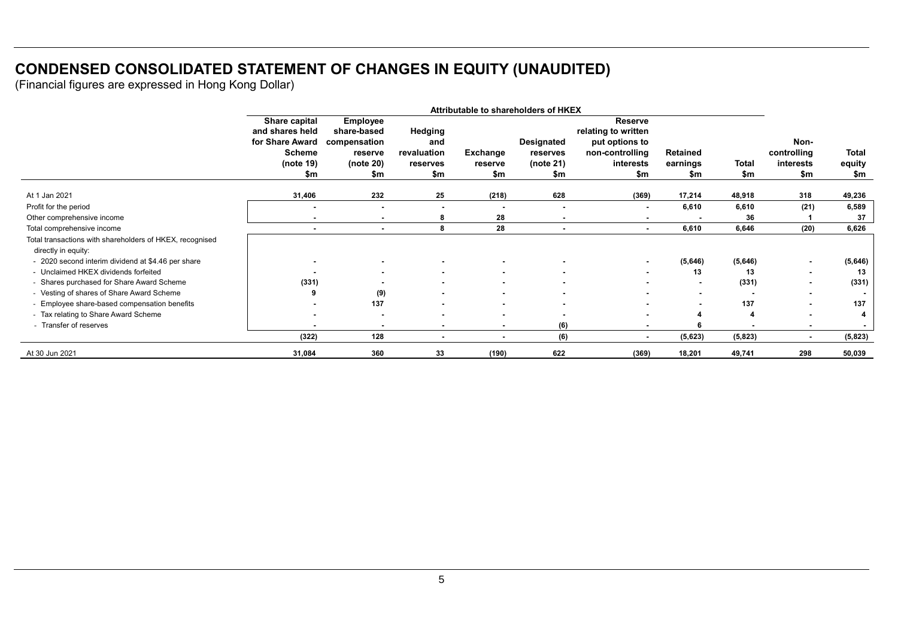# CONDENSED CONSOLIDATED STATEMENT OF CHANGES IN EQUITY (UNAUDITED)

(Financial figures are expressed in Hong Kong Dollar)

| | Attributable to shareholders of HKEX | | | | | | | | | |
|---|---|---|---|---|---|---|---|---|---|---|
| | Share capital and shares held for Share Award Scheme (note 19) $m | Employee share-based compensation reserve (note 20) $m | Hedging and revaluation reserves $m | Exchange reserve $m | Designated reserves (note 21) $m | Reserve relating to written put options to non-controlling interests $m | Retained earnings $m | Total $m | Non-controlling interests $m | Total equity $m |
| At 1 Jan 2021 | 31,406 | 232 | 25 | (218) | 628 | (369) | 17,214 | 48,918 | 318 | 49,236 |
| Profit for the period | - | - | - | - | - | - | 6,610 | 6,610 | (21) | 6,589 |
| Other comprehensive income | - | - | 8 | 28 | - | - | - | 36 | 1 | 37 |
| Total comprehensive income | - | - | 8 | 28 | - | - | 6,610 | 6,646 | (20) | 6,626 |
| Total transactions with shareholders of HKEX, recognised directly in equity: | | | | | | | | | | |
| - 2020 second interim dividend at $4.46 per share | - | - | - | - | - | - | (5,646) | (5,646) | - | (5,646) |
| - Unclaimed HKEX dividends forfeited | - | - | - | - | - | - | 13 | 13 | - | 13 |
| - Shares purchased for Share Award Scheme | (331) | - | - | - | - | - | - | (331) | - | (331) |
| - Vesting of shares of Share Award Scheme | 9 | (9) | - | - | - | - | - | - | - | - |
| - Employee share-based compensation benefits | - | 137 | - | - | - | - | - | 137 | - | 137 |
| - Tax relating to Share Award Scheme | - | - | - | - | - | - | 4 | 4 | - | 4 |
| - Transfer of reserves | - | - | - | - | (6) | - | 6 | - | - | - |
| | (322) | 128 | - | - | (6) | - | (5,623) | (5,823) | - | (5,823) |
| At 30 Jun 2021 | 31,084 | 360 | 33 | (190) | 622 | (369) | 18,201 | 49,741 | 298 | 50,039 |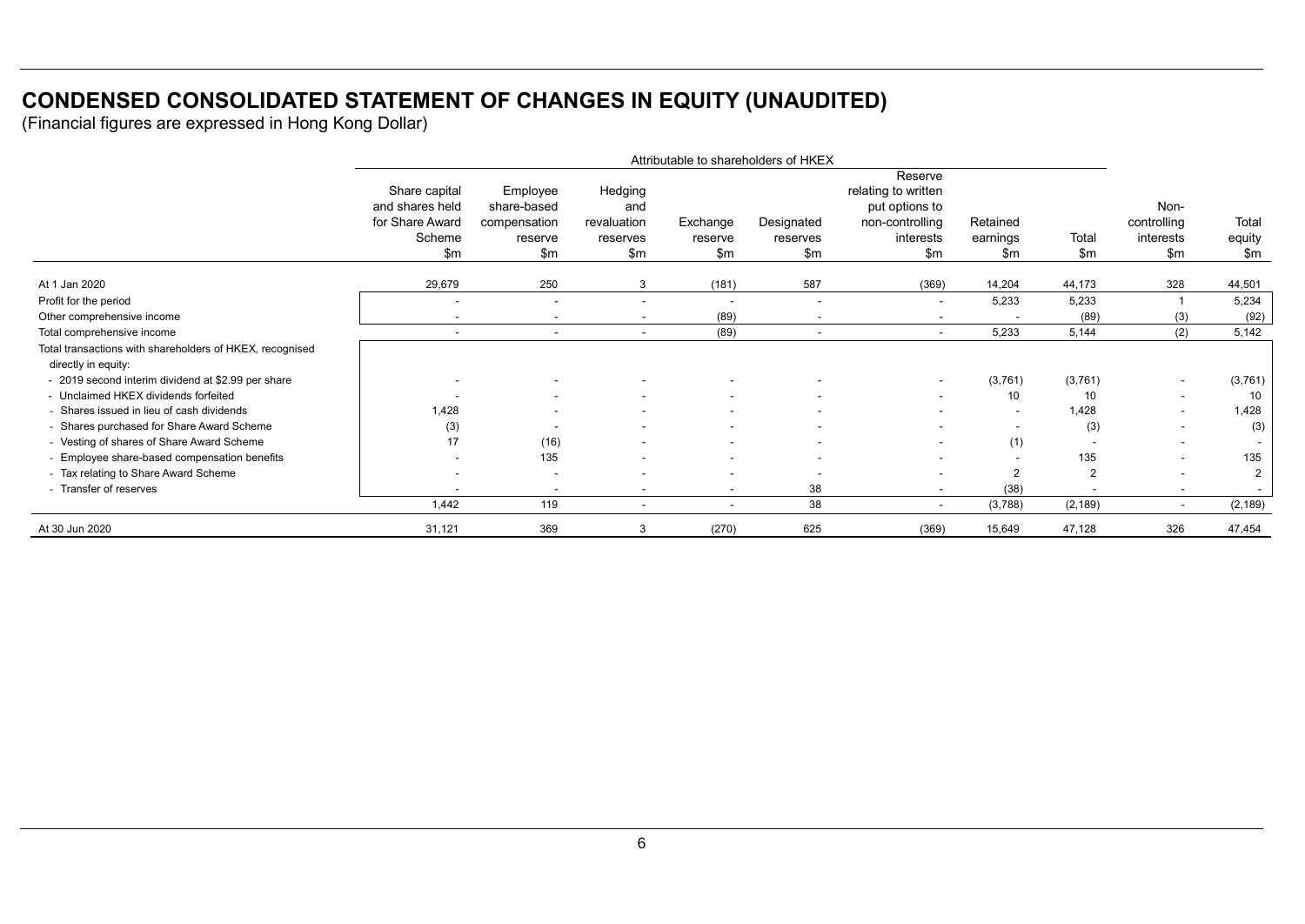# CONDENSED CONSOLIDATED STATEMENT OF CHANGES IN EQUITY (UNAUDITED)

(Financial figures are expressed in Hong Kong Dollar)

| | Attributable to shareholders of HKEX | | | | | | | | | |
|---|---|---|---|---|---|---|---|---|---|---|
| | Share capital and shares held for Share Award Scheme $m | Employee share-based compensation reserve $m | Hedging and revaluation reserves $m | Exchange reserve $m | Designated reserves $m | Reserve relating to written put options to non-controlling interests $m | Retained earnings $m | Total $m | Non-controlling interests $m | Total equity $m |
| At 1 Jan 2020 | 29,679 | 250 | 3 | (181) | 587 | (369) | 14,204 | 44,173 | 328 | 44,501 |
| Profit for the period | - | - | - | - | - | - | 5,233 | 5,233 | 1 | 5,234 |
| Other comprehensive income | - | - | - | (89) | - | - | - | (89) | (3) | (92) |
| Total comprehensive income | - | - | - | (89) | - | - | 5,233 | 5,144 | (2) | 5,142 |
| Total transactions with shareholders of HKEX, recognised directly in equity: | | | | | | | | | | |
| - 2019 second interim dividend at $2.99 per share | - | - | - | - | - | - | (3,761) | (3,761) | - | (3,761) |
| - Unclaimed HKEX dividends forfeited | - | - | - | - | - | - | 10 | 10 | - | 10 |
| - Shares issued in lieu of cash dividends | 1,428 | - | - | - | - | - | - | 1,428 | - | 1,428 |
| - Shares purchased for Share Award Scheme | (3) | - | - | - | - | - | - | (3) | - | (3) |
| - Vesting of shares of Share Award Scheme | 17 | (16) | - | - | - | - | (1) | - | - | - |
| - Employee share-based compensation benefits | - | 135 | - | - | - | - | - | 135 | - | 135 |
| - Tax relating to Share Award Scheme | - | - | - | - | - | - | 2 | 2 | - | 2 |
| - Transfer of reserves | - | - | - | - | 38 | - | (38) | - | - | - |
| | 1,442 | 119 | - | - | 38 | - | (3,788) | (2,189) | - | (2,189) |
| At 30 Jun 2020 | 31,121 | 369 | 3 | (270) | 625 | (369) | 15,649 | 47,128 | 326 | 47,454 |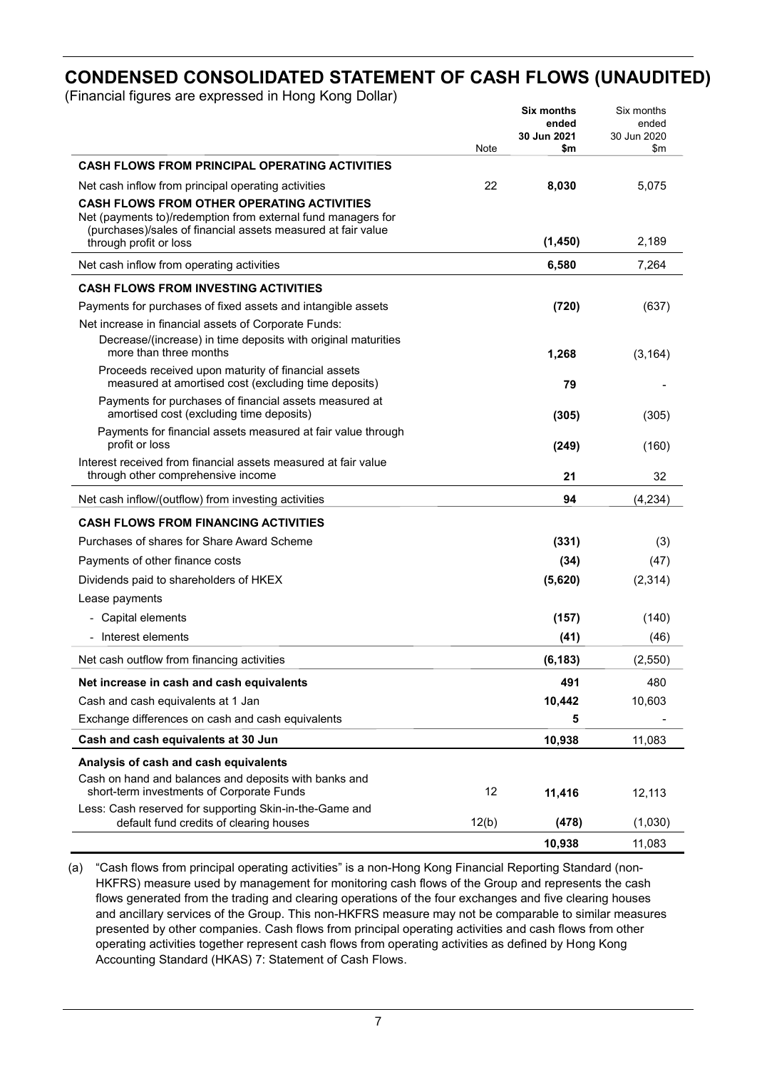# CONDENSED CONSOLIDATED STATEMENT OF CASH FLOWS (UNAUDITED)

(Financial figures are expressed in Hong Kong Dollar)

| | Note | **Six months ended 30 Jun 2021 $m** | Six months ended 30 Jun 2020 $m |
|---|---|---|---|
| **CASH FLOWS FROM PRINCIPAL OPERATING ACTIVITIES** | | | |
| Net cash inflow from principal operating activities | 22 | **8,030** | 5,075 |
| **CASH FLOWS FROM OTHER OPERATING ACTIVITIES** | | | |
| Net (payments to)/redemption from external fund managers for (purchases)/sales of financial assets measured at fair value through profit or loss | | **(1,450)** | 2,189 |
| Net cash inflow from operating activities | | **6,580** | 7,264 |
| **CASH FLOWS FROM INVESTING ACTIVITIES** | | | |
| Payments for purchases of fixed assets and intangible assets | | **(720)** | (637) |
| Net increase in financial assets of Corporate Funds: | | | |
| Decrease/(increase) in time deposits with original maturities more than three months | | **1,268** | (3,164) |
| Proceeds received upon maturity of financial assets measured at amortised cost (excluding time deposits) | | **79** | - |
| Payments for purchases of financial assets measured at amortised cost (excluding time deposits) | | **(305)** | (305) |
| Payments for financial assets measured at fair value through profit or loss | | **(249)** | (160) |
| Interest received from financial assets measured at fair value through other comprehensive income | | **21** | 32 |
| Net cash inflow/(outflow) from investing activities | | **94** | (4,234) |
| **CASH FLOWS FROM FINANCING ACTIVITIES** | | | |
| Purchases of shares for Share Award Scheme | | **(331)** | (3) |
| Payments of other finance costs | | **(34)** | (47) |
| Dividends paid to shareholders of HKEX | | **(5,620)** | (2,314) |
| Lease payments | | | |
| - Capital elements | | **(157)** | (140) |
| - Interest elements | | **(41)** | (46) |
| Net cash outflow from financing activities | | **(6,183)** | (2,550) |
| **Net increase in cash and cash equivalents** | | **491** | 480 |
| Cash and cash equivalents at 1 Jan | | **10,442** | 10,603 |
| Exchange differences on cash and cash equivalents | | **5** | - |
| **Cash and cash equivalents at 30 Jun** | | **10,938** | 11,083 |
| **Analysis of cash and cash equivalents** | | | |
| Cash on hand and balances and deposits with banks and short-term investments of Corporate Funds | 12 | **11,416** | 12,113 |
| Less: Cash reserved for supporting Skin-in-the-Game and default fund credits of clearing houses | 12(b) | **(478)** | (1,030) |
| | | **10,938** | 11,083 |

(a) "Cash flows from principal operating activities" is a non-Hong Kong Financial Reporting Standard (non-HKFRS) measure used by management for monitoring cash flows of the Group and represents the cash flows generated from the trading and clearing operations of the four exchanges and five clearing houses and ancillary services of the Group. This non-HKFRS measure may not be comparable to similar measures presented by other companies. Cash flows from principal operating activities and cash flows from other operating activities together represent cash flows from operating activities as defined by Hong Kong Accounting Standard (HKAS) 7: Statement of Cash Flows.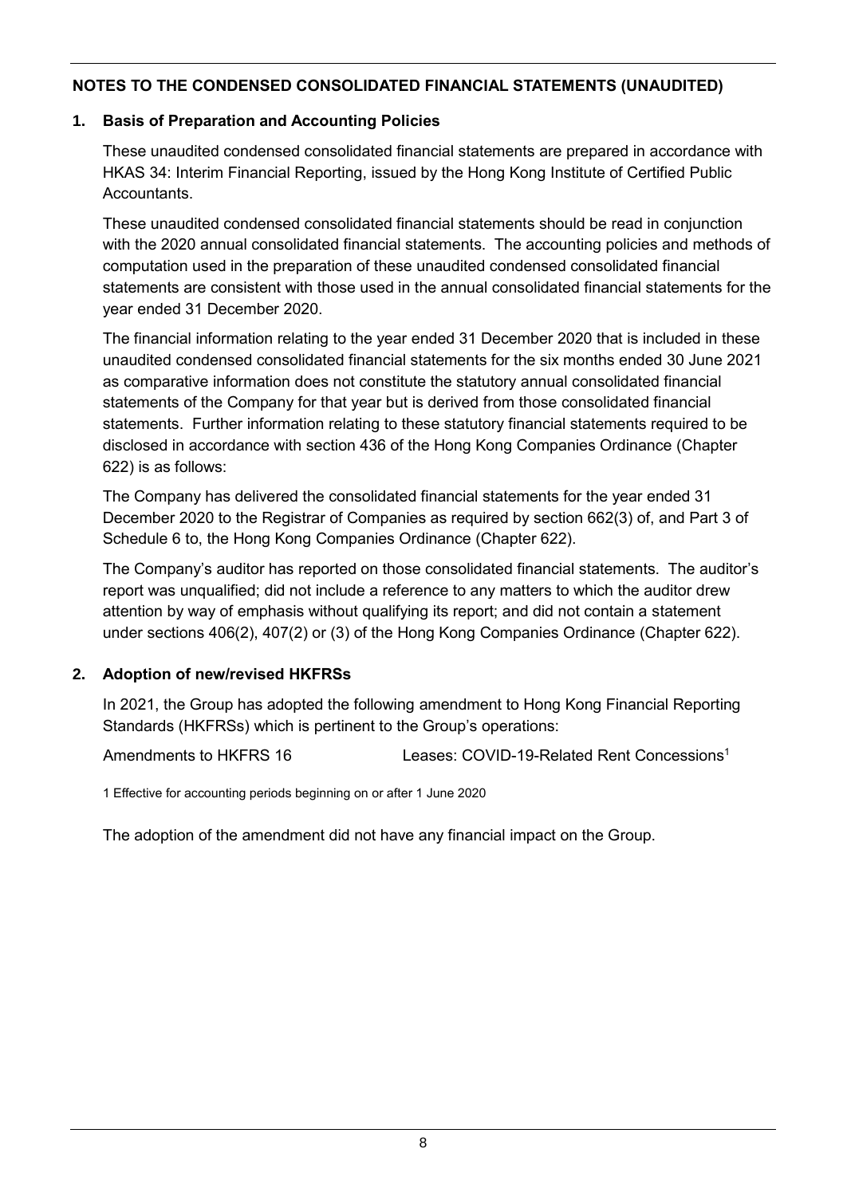## NOTES TO THE CONDENSED CONSOLIDATED FINANCIAL STATEMENTS (UNAUDITED)

### 1. Basis of Preparation and Accounting Policies

These unaudited condensed consolidated financial statements are prepared in accordance with HKAS 34: Interim Financial Reporting, issued by the Hong Kong Institute of Certified Public Accountants.

These unaudited condensed consolidated financial statements should be read in conjunction with the 2020 annual consolidated financial statements. The accounting policies and methods of computation used in the preparation of these unaudited condensed consolidated financial statements are consistent with those used in the annual consolidated financial statements for the year ended 31 December 2020.

The financial information relating to the year ended 31 December 2020 that is included in these unaudited condensed consolidated financial statements for the six months ended 30 June 2021 as comparative information does not constitute the statutory annual consolidated financial statements of the Company for that year but is derived from those consolidated financial statements. Further information relating to these statutory financial statements required to be disclosed in accordance with section 436 of the Hong Kong Companies Ordinance (Chapter 622) is as follows:

The Company has delivered the consolidated financial statements for the year ended 31 December 2020 to the Registrar of Companies as required by section 662(3) of, and Part 3 of Schedule 6 to, the Hong Kong Companies Ordinance (Chapter 622).

The Company's auditor has reported on those consolidated financial statements. The auditor's report was unqualified; did not include a reference to any matters to which the auditor drew attention by way of emphasis without qualifying its report; and did not contain a statement under sections 406(2), 407(2) or (3) of the Hong Kong Companies Ordinance (Chapter 622).

### 2. Adoption of new/revised HKFRSs

In 2021, the Group has adopted the following amendment to Hong Kong Financial Reporting Standards (HKFRSs) which is pertinent to the Group's operations:

| | |
|---|---|
| Amendments to HKFRS 16 | Leases: COVID-19-Related Rent Concessions[1] |

1 Effective for accounting periods beginning on or after 1 June 2020

The adoption of the amendment did not have any financial impact on the Group.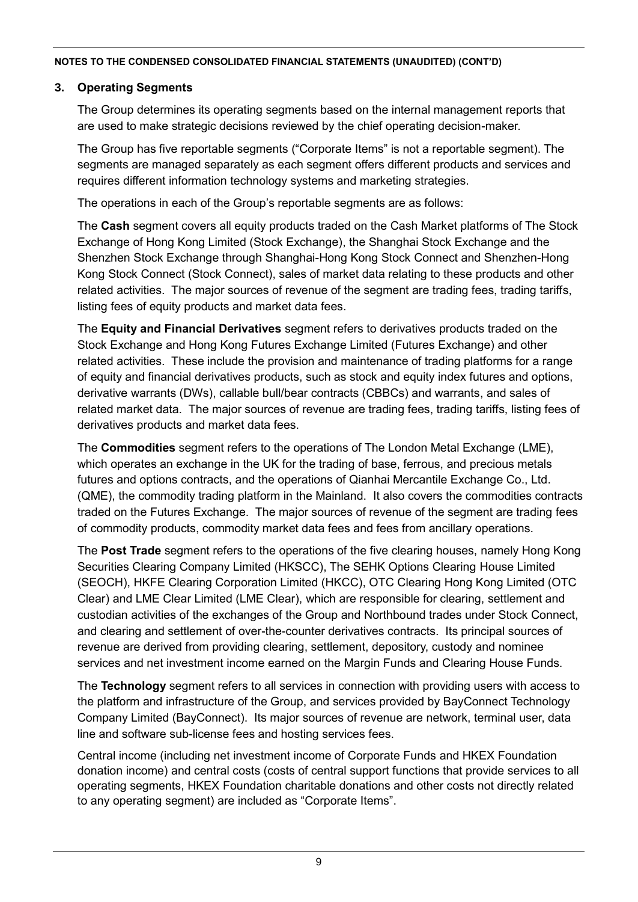## 3. Operating Segments

The Group determines its operating segments based on the internal management reports that are used to make strategic decisions reviewed by the chief operating decision-maker.

The Group has five reportable segments ("Corporate Items" is not a reportable segment). The segments are managed separately as each segment offers different products and services and requires different information technology systems and marketing strategies.

The operations in each of the Group's reportable segments are as follows:

The **Cash** segment covers all equity products traded on the Cash Market platforms of The Stock Exchange of Hong Kong Limited (Stock Exchange), the Shanghai Stock Exchange and the Shenzhen Stock Exchange through Shanghai-Hong Kong Stock Connect and Shenzhen-Hong Kong Stock Connect (Stock Connect), sales of market data relating to these products and other related activities. The major sources of revenue of the segment are trading fees, trading tariffs, listing fees of equity products and market data fees.

The **Equity and Financial Derivatives** segment refers to derivatives products traded on the Stock Exchange and Hong Kong Futures Exchange Limited (Futures Exchange) and other related activities. These include the provision and maintenance of trading platforms for a range of equity and financial derivatives products, such as stock and equity index futures and options, derivative warrants (DWs), callable bull/bear contracts (CBBCs) and warrants, and sales of related market data. The major sources of revenue are trading fees, trading tariffs, listing fees of derivatives products and market data fees.

The **Commodities** segment refers to the operations of The London Metal Exchange (LME), which operates an exchange in the UK for the trading of base, ferrous, and precious metals futures and options contracts, and the operations of Qianhai Mercantile Exchange Co., Ltd. (QME), the commodity trading platform in the Mainland. It also covers the commodities contracts traded on the Futures Exchange. The major sources of revenue of the segment are trading fees of commodity products, commodity market data fees and fees from ancillary operations.

The **Post Trade** segment refers to the operations of the five clearing houses, namely Hong Kong Securities Clearing Company Limited (HKSCC), The SEHK Options Clearing House Limited (SEOCH), HKFE Clearing Corporation Limited (HKCC), OTC Clearing Hong Kong Limited (OTC Clear) and LME Clear Limited (LME Clear), which are responsible for clearing, settlement and custodian activities of the exchanges of the Group and Northbound trades under Stock Connect, and clearing and settlement of over-the-counter derivatives contracts. Its principal sources of revenue are derived from providing clearing, settlement, depository, custody and nominee services and net investment income earned on the Margin Funds and Clearing House Funds.

The **Technology** segment refers to all services in connection with providing users with access to the platform and infrastructure of the Group, and services provided by BayConnect Technology Company Limited (BayConnect). Its major sources of revenue are network, terminal user, data line and software sub-license fees and hosting services fees.

Central income (including net investment income of Corporate Funds and HKEX Foundation donation income) and central costs (costs of central support functions that provide services to all operating segments, HKEX Foundation charitable donations and other costs not directly related to any operating segment) are included as "Corporate Items".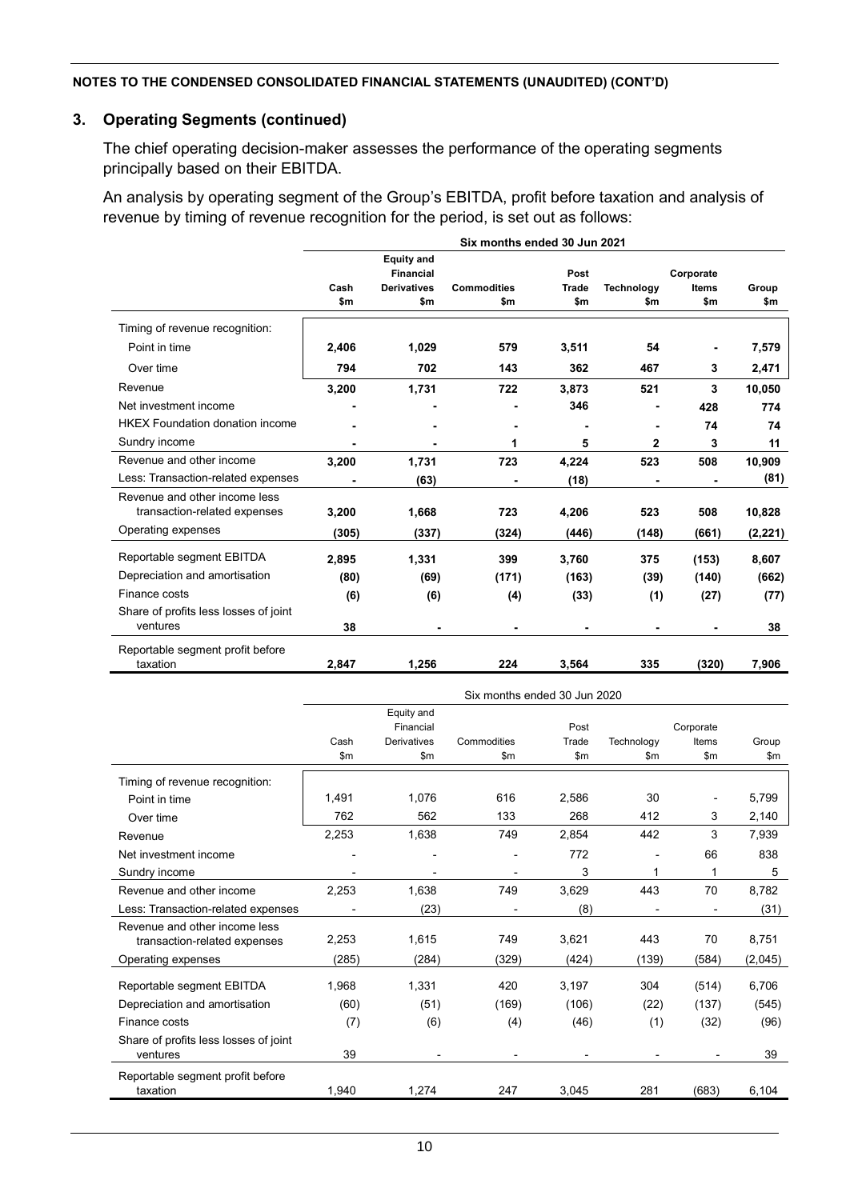**NOTES TO THE CONDENSED CONSOLIDATED FINANCIAL STATEMENTS (UNAUDITED) (CONT'D)**

## 3. Operating Segments (continued)

The chief operating decision-maker assesses the performance of the operating segments principally based on their EBITDA.

An analysis by operating segment of the Group's EBITDA, profit before taxation and analysis of revenue by timing of revenue recognition for the period, is set out as follows:

| | **Six months ended 30 Jun 2021** | | | | | | |
|---|---|---|---|---|---|---|---|
| | **Cash $m** | **Equity and Financial Derivatives $m** | **Commodities $m** | **Post Trade $m** | **Technology $m** | **Corporate Items $m** | **Group $m** |
| Timing of revenue recognition: | | | | | | | |
| Point in time | **2,406** | **1,029** | **579** | **3,511** | **54** | **-** | **7,579** |
| Over time | **794** | **702** | **143** | **362** | **467** | **3** | **2,471** |
| Revenue | **3,200** | **1,731** | **722** | **3,873** | **521** | **3** | **10,050** |
| Net investment income | **-** | **-** | **-** | **346** | **-** | **428** | **774** |
| HKEX Foundation donation income | **-** | **-** | **-** | **-** | **-** | **74** | **74** |
| Sundry income | **-** | **-** | **1** | **5** | **2** | **3** | **11** |
| Revenue and other income | **3,200** | **1,731** | **723** | **4,224** | **523** | **508** | **10,909** |
| Less: Transaction-related expenses | **-** | **(63)** | **-** | **(18)** | **-** | **-** | **(81)** |
| Revenue and other income less transaction-related expenses | **3,200** | **1,668** | **723** | **4,206** | **523** | **508** | **10,828** |
| Operating expenses | **(305)** | **(337)** | **(324)** | **(446)** | **(148)** | **(661)** | **(2,221)** |
| Reportable segment EBITDA | **2,895** | **1,331** | **399** | **3,760** | **375** | **(153)** | **8,607** |
| Depreciation and amortisation | **(80)** | **(69)** | **(171)** | **(163)** | **(39)** | **(140)** | **(662)** |
| Finance costs | **(6)** | **(6)** | **(4)** | **(33)** | **(1)** | **(27)** | **(77)** |
| Share of profits less losses of joint ventures | **38** | **-** | **-** | **-** | **-** | **-** | **38** |
| Reportable segment profit before taxation | **2,847** | **1,256** | **224** | **3,564** | **335** | **(320)** | **7,906** |

| | Six months ended 30 Jun 2020 | | | | | | |
|---|---|---|---|---|---|---|---|
| | Cash $m | Equity and Financial Derivatives $m | Commodities $m | Post Trade $m | Technology $m | Corporate Items $m | Group $m |
| Timing of revenue recognition: | | | | | | | |
| Point in time | 1,491 | 1,076 | 616 | 2,586 | 30 | - | 5,799 |
| Over time | 762 | 562 | 133 | 268 | 412 | 3 | 2,140 |
| Revenue | 2,253 | 1,638 | 749 | 2,854 | 442 | 3 | 7,939 |
| Net investment income | - | - | - | 772 | - | 66 | 838 |
| Sundry income | - | - | - | 3 | 1 | 1 | 5 |
| Revenue and other income | 2,253 | 1,638 | 749 | 3,629 | 443 | 70 | 8,782 |
| Less: Transaction-related expenses | - | (23) | - | (8) | - | - | (31) |
| Revenue and other income less transaction-related expenses | 2,253 | 1,615 | 749 | 3,621 | 443 | 70 | 8,751 |
| Operating expenses | (285) | (284) | (329) | (424) | (139) | (584) | (2,045) |
| Reportable segment EBITDA | 1,968 | 1,331 | 420 | 3,197 | 304 | (514) | 6,706 |
| Depreciation and amortisation | (60) | (51) | (169) | (106) | (22) | (137) | (545) |
| Finance costs | (7) | (6) | (4) | (46) | (1) | (32) | (96) |
| Share of profits less losses of joint ventures | 39 | - | - | - | - | - | 39 |
| Reportable segment profit before taxation | 1,940 | 1,274 | 247 | 3,045 | 281 | (683) | 6,104 |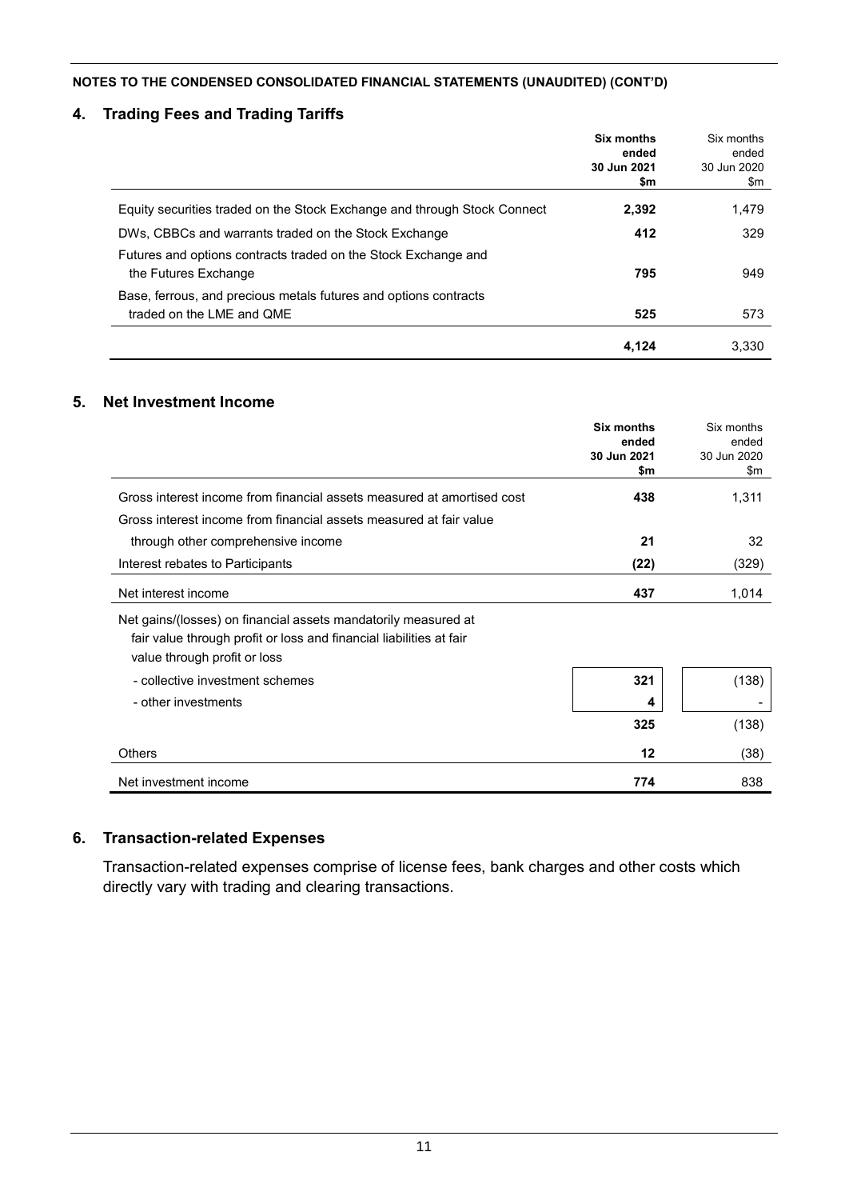**NOTES TO THE CONDENSED CONSOLIDATED FINANCIAL STATEMENTS (UNAUDITED) (CONT'D)**

## 4. Trading Fees and Trading Tariffs

| | **Six months ended 30 Jun 2021 $m** | Six months ended 30 Jun 2020 $m |
|---|---|---|
| Equity securities traded on the Stock Exchange and through Stock Connect | **2,392** | 1,479 |
| DWs, CBBCs and warrants traded on the Stock Exchange | **412** | 329 |
| Futures and options contracts traded on the Stock Exchange and the Futures Exchange | **795** | 949 |
| Base, ferrous, and precious metals futures and options contracts traded on the LME and QME | **525** | 573 |
| | **4,124** | 3,330 |

## 5. Net Investment Income

| | **Six months ended 30 Jun 2021 $m** | Six months ended 30 Jun 2020 $m |
|---|---|---|
| Gross interest income from financial assets measured at amortised cost | **438** | 1,311 |
| Gross interest income from financial assets measured at fair value through other comprehensive income | **21** | 32 |
| Interest rebates to Participants | **(22)** | (329) |
| Net interest income | **437** | 1,014 |
| Net gains/(losses) on financial assets mandatorily measured at fair value through profit or loss and financial liabilities at fair value through profit or loss | | |
| - collective investment schemes | **321** | (138) |
| - other investments | **4** | - |
| | **325** | (138) |
| Others | **12** | (38) |
| Net investment income | **774** | 838 |

## 6. Transaction-related Expenses

Transaction-related expenses comprise of license fees, bank charges and other costs which directly vary with trading and clearing transactions.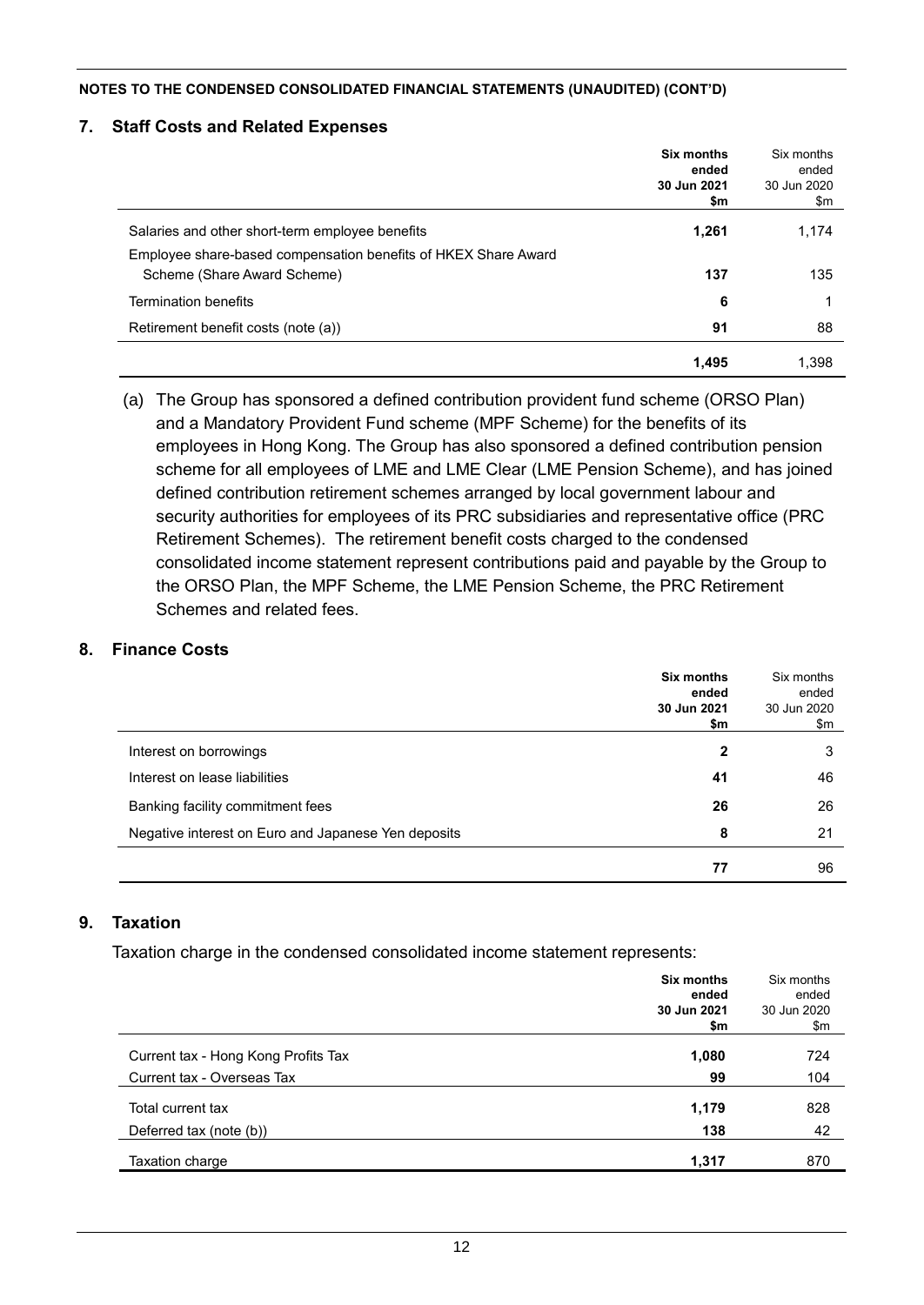**NOTES TO THE CONDENSED CONSOLIDATED FINANCIAL STATEMENTS (UNAUDITED) (CONT'D)**

## 7. Staff Costs and Related Expenses

| | **Six months ended 30 Jun 2021 $m** | Six months ended 30 Jun 2020 $m |
|---|---|---|
| Salaries and other short-term employee benefits | **1,261** | 1,174 |
| Employee share-based compensation benefits of HKEX Share Award Scheme (Share Award Scheme) | **137** | 135 |
| Termination benefits | **6** | 1 |
| Retirement benefit costs (note (a)) | **91** | 88 |
| | **1,495** | 1,398 |

(a) The Group has sponsored a defined contribution provident fund scheme (ORSO Plan) and a Mandatory Provident Fund scheme (MPF Scheme) for the benefits of its employees in Hong Kong. The Group has also sponsored a defined contribution pension scheme for all employees of LME and LME Clear (LME Pension Scheme), and has joined defined contribution retirement schemes arranged by local government labour and security authorities for employees of its PRC subsidiaries and representative office (PRC Retirement Schemes). The retirement benefit costs charged to the condensed consolidated income statement represent contributions paid and payable by the Group to the ORSO Plan, the MPF Scheme, the LME Pension Scheme, the PRC Retirement Schemes and related fees.

## 8. Finance Costs

| | **Six months ended 30 Jun 2021 $m** | Six months ended 30 Jun 2020 $m |
|---|---|---|
| Interest on borrowings | **2** | 3 |
| Interest on lease liabilities | **41** | 46 |
| Banking facility commitment fees | **26** | 26 |
| Negative interest on Euro and Japanese Yen deposits | **8** | 21 |
| | **77** | 96 |

## 9. Taxation

Taxation charge in the condensed consolidated income statement represents:

| | **Six months ended 30 Jun 2021 $m** | Six months ended 30 Jun 2020 $m |
|---|---|---|
| Current tax - Hong Kong Profits Tax | **1,080** | 724 |
| Current tax - Overseas Tax | **99** | 104 |
| Total current tax | **1,179** | 828 |
| Deferred tax (note (b)) | **138** | 42 |
| Taxation charge | **1,317** | 870 |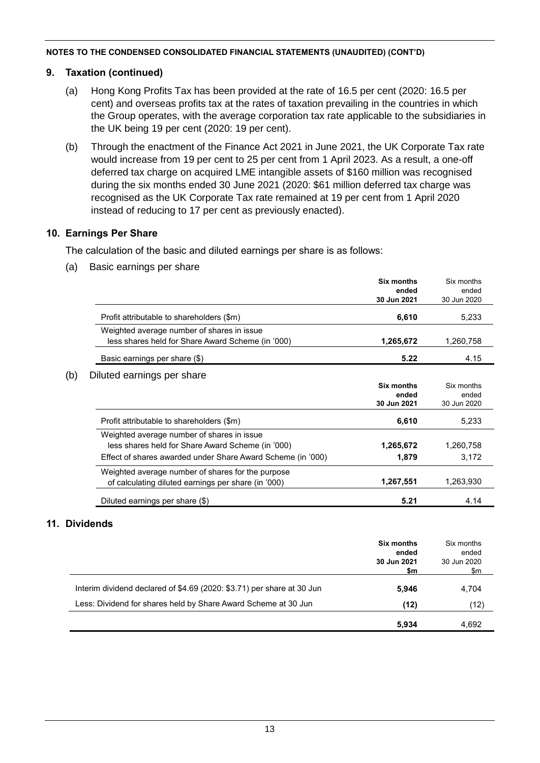**NOTES TO THE CONDENSED CONSOLIDATED FINANCIAL STATEMENTS (UNAUDITED) (CONT'D)**

## 9. Taxation (continued)

(a) Hong Kong Profits Tax has been provided at the rate of 16.5 per cent (2020: 16.5 per cent) and overseas profits tax at the rates of taxation prevailing in the countries in which the Group operates, with the average corporation tax rate applicable to the subsidiaries in the UK being 19 per cent (2020: 19 per cent).

(b) Through the enactment of the Finance Act 2021 in June 2021, the UK Corporate Tax rate would increase from 19 per cent to 25 per cent from 1 April 2023. As a result, a one-off deferred tax charge on acquired LME intangible assets of $160 million was recognised during the six months ended 30 June 2021 (2020: $61 million deferred tax charge was recognised as the UK Corporate Tax rate remained at 19 per cent from 1 April 2020 instead of reducing to 17 per cent as previously enacted).

## 10. Earnings Per Share

The calculation of the basic and diluted earnings per share is as follows:

(a) Basic earnings per share

| | **Six months ended 30 Jun 2021** | Six months ended 30 Jun 2020 |
|---|---|---|
| Profit attributable to shareholders ($m) | **6,610** | 5,233 |
| Weighted average number of shares in issue less shares held for Share Award Scheme (in '000) | **1,265,672** | 1,260,758 |
| Basic earnings per share ($) | **5.22** | 4.15 |

(b) Diluted earnings per share

| | **Six months ended 30 Jun 2021** | Six months ended 30 Jun 2020 |
|---|---|---|
| Profit attributable to shareholders ($m) | **6,610** | 5,233 |
| Weighted average number of shares in issue less shares held for Share Award Scheme (in '000) | **1,265,672** | 1,260,758 |
| Effect of shares awarded under Share Award Scheme (in '000) | **1,879** | 3,172 |
| Weighted average number of shares for the purpose of calculating diluted earnings per share (in '000) | **1,267,551** | 1,263,930 |
| Diluted earnings per share ($) | **5.21** | 4.14 |

## 11. Dividends

| | **Six months ended 30 Jun 2021 $m** | Six months ended 30 Jun 2020 $m |
|---|---|---|
| Interim dividend declared of $4.69 (2020: $3.71) per share at 30 Jun | **5,946** | 4,704 |
| Less: Dividend for shares held by Share Award Scheme at 30 Jun | **(12)** | (12) |
| | **5,934** | 4,692 |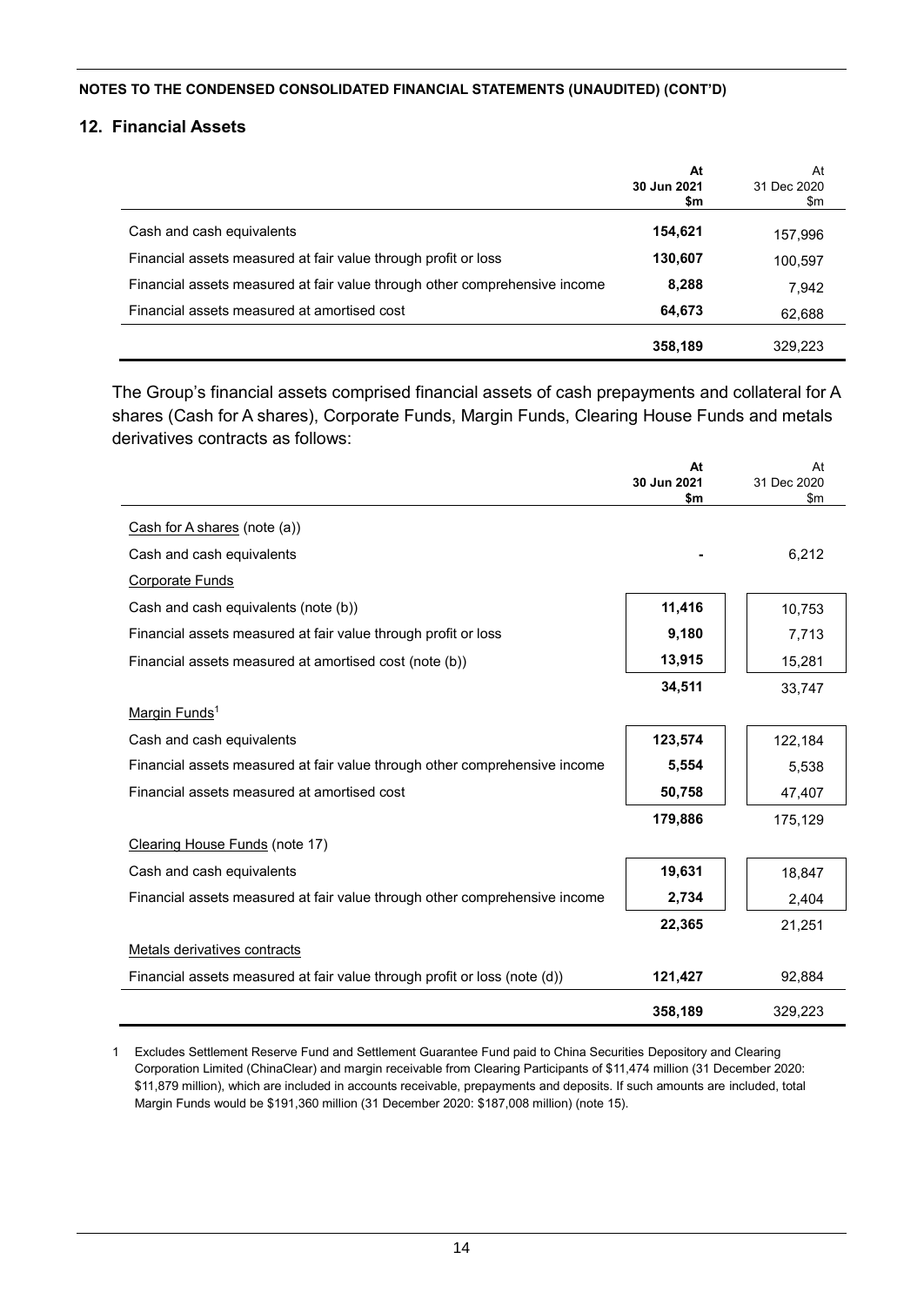**NOTES TO THE CONDENSED CONSOLIDATED FINANCIAL STATEMENTS (UNAUDITED) (CONT'D)**

## 12. Financial Assets

| | At 30 Jun 2021 $m | At 31 Dec 2020 $m |
|---|---|---|
| Cash and cash equivalents | **154,621** | 157,996 |
| Financial assets measured at fair value through profit or loss | **130,607** | 100,597 |
| Financial assets measured at fair value through other comprehensive income | **8,288** | 7,942 |
| Financial assets measured at amortised cost | **64,673** | 62,688 |
| | **358,189** | 329,223 |

The Group's financial assets comprised financial assets of cash prepayments and collateral for A shares (Cash for A shares), Corporate Funds, Margin Funds, Clearing House Funds and metals derivatives contracts as follows:

| | At 30 Jun 2021 $m | At 31 Dec 2020 $m |
|---|---|---|
| Cash for A shares (note (a)) | | |
| Cash and cash equivalents | **-** | 6,212 |
| Corporate Funds | | |
| Cash and cash equivalents (note (b)) | **11,416** | 10,753 |
| Financial assets measured at fair value through profit or loss | **9,180** | 7,713 |
| Financial assets measured at amortised cost (note (b)) | **13,915** | 15,281 |
| | **34,511** | 33,747 |
| Margin Funds[1] | | |
| Cash and cash equivalents | **123,574** | 122,184 |
| Financial assets measured at fair value through other comprehensive income | **5,554** | 5,538 |
| Financial assets measured at amortised cost | **50,758** | 47,407 |
| | **179,886** | 175,129 |
| Clearing House Funds (note 17) | | |
| Cash and cash equivalents | **19,631** | 18,847 |
| Financial assets measured at fair value through other comprehensive income | **2,734** | 2,404 |
| | **22,365** | 21,251 |
| Metals derivatives contracts | | |
| Financial assets measured at fair value through profit or loss (note (d)) | **121,427** | 92,884 |
| | **358,189** | 329,223 |

1 Excludes Settlement Reserve Fund and Settlement Guarantee Fund paid to China Securities Depository and Clearing Corporation Limited (ChinaClear) and margin receivable from Clearing Participants of $11,474 million (31 December 2020: $11,879 million), which are included in accounts receivable, prepayments and deposits. If such amounts are included, total Margin Funds would be $191,360 million (31 December 2020: $187,008 million) (note 15).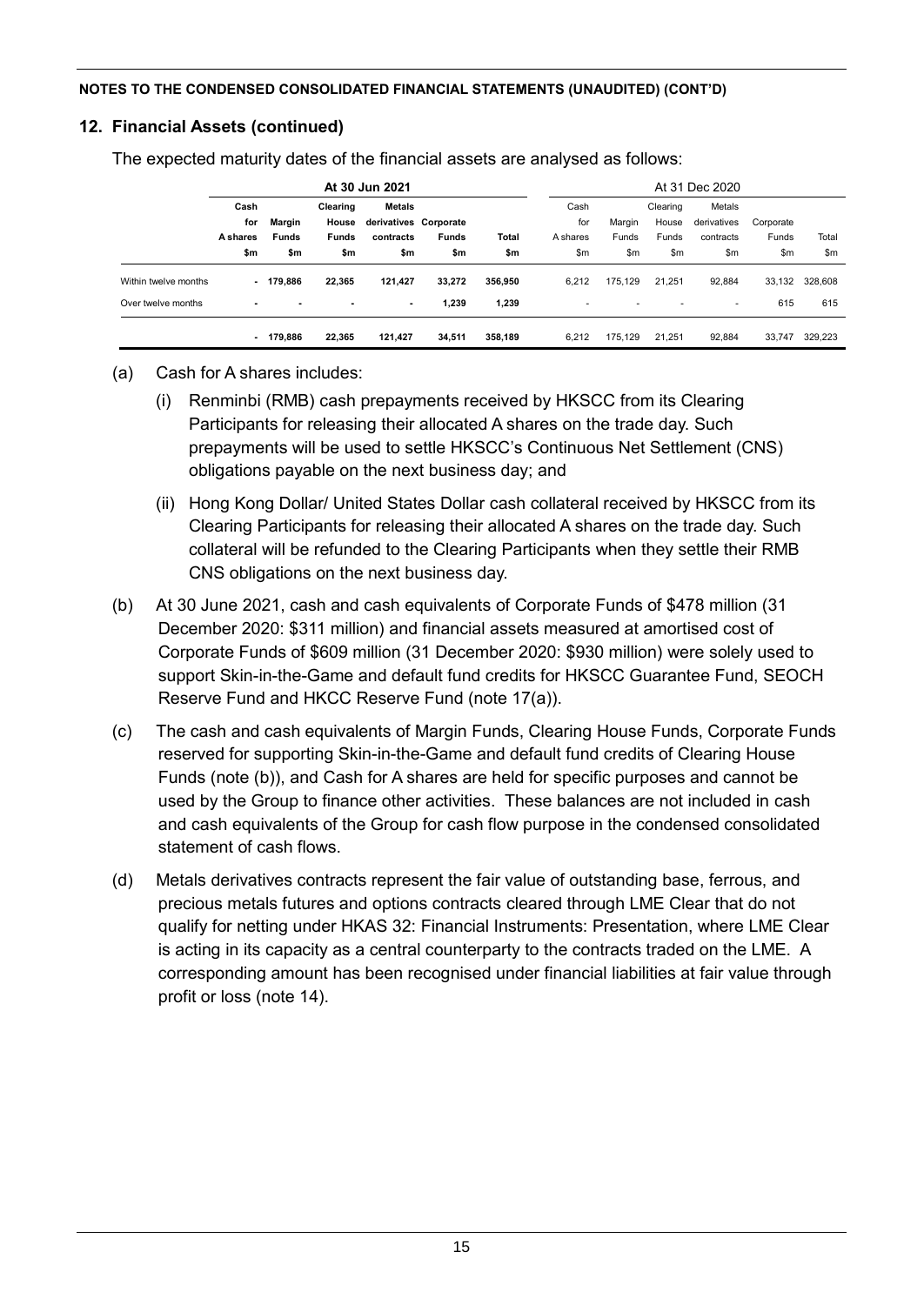**NOTES TO THE CONDENSED CONSOLIDATED FINANCIAL STATEMENTS (UNAUDITED) (CONT'D)**

## 12. Financial Assets (continued)

The expected maturity dates of the financial assets are analysed as follows:

| | At 30 Jun 2021 | | | | | | At 31 Dec 2020 | | | | | |
|---|---|---|---|---|---|---|---|---|---|---|---|---|
| | Cash for A shares | Margin Funds | Clearing House Funds | Metals derivatives contracts | Corporate Funds | Total | Cash for A shares | Margin Funds | Clearing House Funds | Metals derivatives contracts | Corporate Funds | Total |
| | $m | $m | $m | $m | $m | $m | $m | $m | $m | $m | $m | $m |
| Within twelve months | - | 179,886 | 22,365 | 121,427 | 33,272 | 356,950 | 6,212 | 175,129 | 21,251 | 92,884 | 33,132 | 328,608 |
| Over twelve months | - | - | - | - | 1,239 | 1,239 | - | - | - | - | 615 | 615 |
| | - | 179,886 | 22,365 | 121,427 | 34,511 | 358,189 | 6,212 | 175,129 | 21,251 | 92,884 | 33,747 | 329,223 |

(a) Cash for A shares includes:

(i) Renminbi (RMB) cash prepayments received by HKSCC from its Clearing Participants for releasing their allocated A shares on the trade day. Such prepayments will be used to settle HKSCC's Continuous Net Settlement (CNS) obligations payable on the next business day; and

(ii) Hong Kong Dollar/ United States Dollar cash collateral received by HKSCC from its Clearing Participants for releasing their allocated A shares on the trade day. Such collateral will be refunded to the Clearing Participants when they settle their RMB CNS obligations on the next business day.

(b) At 30 June 2021, cash and cash equivalents of Corporate Funds of $478 million (31 December 2020: $311 million) and financial assets measured at amortised cost of Corporate Funds of $609 million (31 December 2020: $930 million) were solely used to support Skin-in-the-Game and default fund credits for HKSCC Guarantee Fund, SEOCH Reserve Fund and HKCC Reserve Fund (note 17(a)).

(c) The cash and cash equivalents of Margin Funds, Clearing House Funds, Corporate Funds reserved for supporting Skin-in-the-Game and default fund credits of Clearing House Funds (note (b)), and Cash for A shares are held for specific purposes and cannot be used by the Group to finance other activities. These balances are not included in cash and cash equivalents of the Group for cash flow purpose in the condensed consolidated statement of cash flows.

(d) Metals derivatives contracts represent the fair value of outstanding base, ferrous, and precious metals futures and options contracts cleared through LME Clear that do not qualify for netting under HKAS 32: Financial Instruments: Presentation, where LME Clear is acting in its capacity as a central counterparty to the contracts traded on the LME. A corresponding amount has been recognised under financial liabilities at fair value through profit or loss (note 14).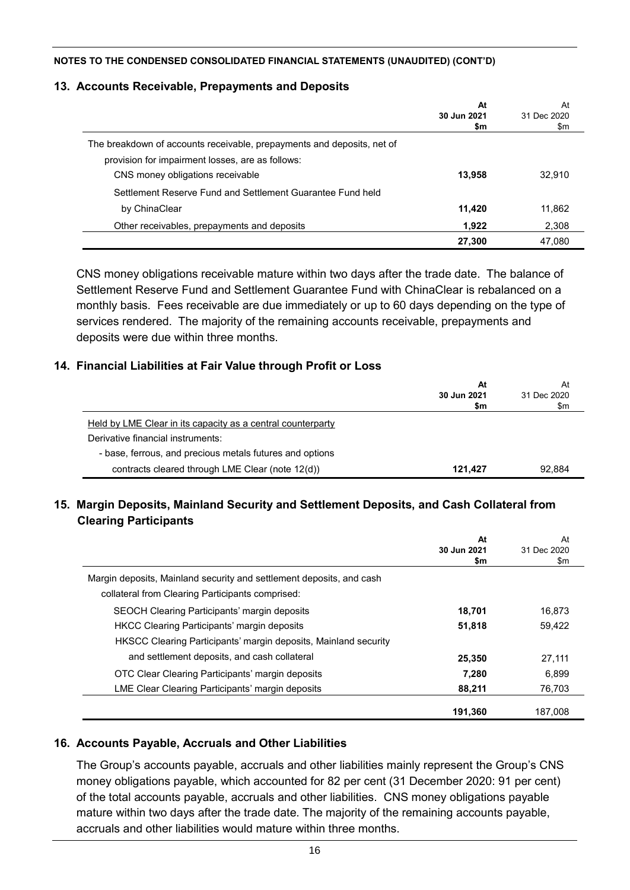**NOTES TO THE CONDENSED CONSOLIDATED FINANCIAL STATEMENTS (UNAUDITED) (CONT'D)**

## 13. Accounts Receivable, Prepayments and Deposits

| | At 30 Jun 2021 $m | At 31 Dec 2020 $m |
|---|---|---|
| The breakdown of accounts receivable, prepayments and deposits, net of provision for impairment losses, are as follows: | | |
| CNS money obligations receivable | **13,958** | 32,910 |
| Settlement Reserve Fund and Settlement Guarantee Fund held by ChinaClear | **11,420** | 11,862 |
| Other receivables, prepayments and deposits | **1,922** | 2,308 |
| | **27,300** | 47,080 |

CNS money obligations receivable mature within two days after the trade date. The balance of Settlement Reserve Fund and Settlement Guarantee Fund with ChinaClear is rebalanced on a monthly basis. Fees receivable are due immediately or up to 60 days depending on the type of services rendered. The majority of the remaining accounts receivable, prepayments and deposits were due within three months.

## 14. Financial Liabilities at Fair Value through Profit or Loss

| | At 30 Jun 2021 $m | At 31 Dec 2020 $m |
|---|---|---|
| Held by LME Clear in its capacity as a central counterparty | | |
| Derivative financial instruments: | | |
| - base, ferrous, and precious metals futures and options contracts cleared through LME Clear (note 12(d)) | **121,427** | 92,884 |

## 15. Margin Deposits, Mainland Security and Settlement Deposits, and Cash Collateral from Clearing Participants

| | At 30 Jun 2021 $m | At 31 Dec 2020 $m |
|---|---|---|
| Margin deposits, Mainland security and settlement deposits, and cash collateral from Clearing Participants comprised: | | |
| SEOCH Clearing Participants' margin deposits | **18,701** | 16,873 |
| HKCC Clearing Participants' margin deposits | **51,818** | 59,422 |
| HKSCC Clearing Participants' margin deposits, Mainland security and settlement deposits, and cash collateral | **25,350** | 27,111 |
| OTC Clear Clearing Participants' margin deposits | **7,280** | 6,899 |
| LME Clear Clearing Participants' margin deposits | **88,211** | 76,703 |
| | **191,360** | 187,008 |

## 16. Accounts Payable, Accruals and Other Liabilities

The Group's accounts payable, accruals and other liabilities mainly represent the Group's CNS money obligations payable, which accounted for 82 per cent (31 December 2020: 91 per cent) of the total accounts payable, accruals and other liabilities. CNS money obligations payable mature within two days after the trade date. The majority of the remaining accounts payable, accruals and other liabilities would mature within three months.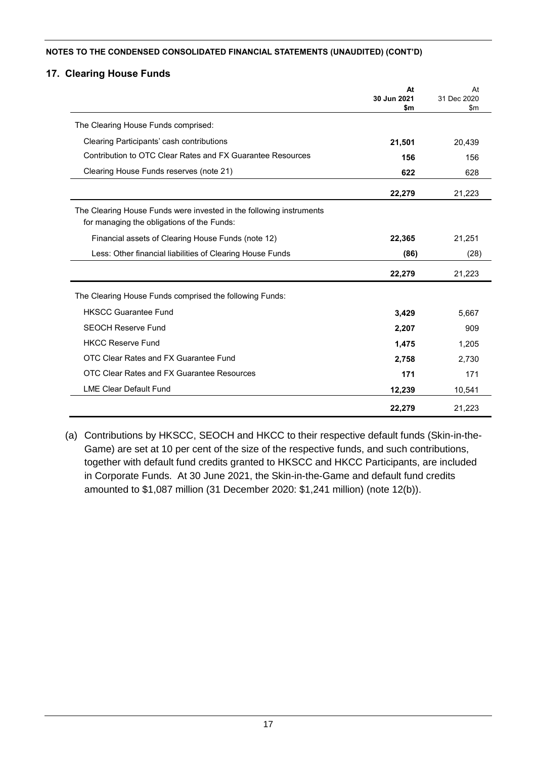NOTES TO THE CONDENSED CONSOLIDATED FINANCIAL STATEMENTS (UNAUDITED) (CONT'D)

## 17. Clearing House Funds

| | At 30 Jun 2021 $m | At 31 Dec 2020 $m |
|---|---|---|
| The Clearing House Funds comprised: | | |
| Clearing Participants' cash contributions | **21,501** | 20,439 |
| Contribution to OTC Clear Rates and FX Guarantee Resources | **156** | 156 |
| Clearing House Funds reserves (note 21) | **622** | 628 |
| | **22,279** | 21,223 |
| The Clearing House Funds were invested in the following instruments for managing the obligations of the Funds: | | |
| Financial assets of Clearing House Funds (note 12) | **22,365** | 21,251 |
| Less: Other financial liabilities of Clearing House Funds | **(86)** | (28) |
| | **22,279** | 21,223 |
| The Clearing House Funds comprised the following Funds: | | |
| HKSCC Guarantee Fund | **3,429** | 5,667 |
| SEOCH Reserve Fund | **2,207** | 909 |
| HKCC Reserve Fund | **1,475** | 1,205 |
| OTC Clear Rates and FX Guarantee Fund | **2,758** | 2,730 |
| OTC Clear Rates and FX Guarantee Resources | **171** | 171 |
| LME Clear Default Fund | **12,239** | 10,541 |
| | **22,279** | 21,223 |

(a) Contributions by HKSCC, SEOCH and HKCC to their respective default funds (Skin-in-the-Game) are set at 10 per cent of the size of the respective funds, and such contributions, together with default fund credits granted to HKSCC and HKCC Participants, are included in Corporate Funds. At 30 June 2021, the Skin-in-the-Game and default fund credits amounted to $1,087 million (31 December 2020: $1,241 million) (note 12(b)).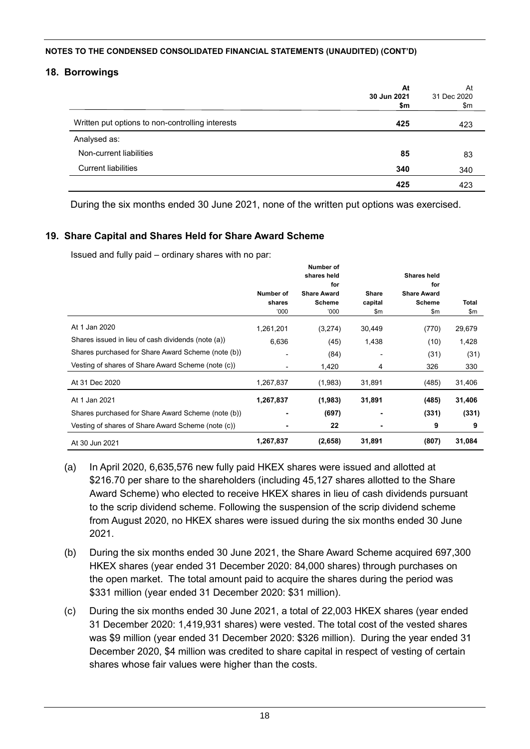NOTES TO THE CONDENSED CONSOLIDATED FINANCIAL STATEMENTS (UNAUDITED) (CONT'D)

## 18. Borrowings

| | **At 30 Jun 2021 $m** | At 31 Dec 2020 $m |
|---|---|---|
| Written put options to non-controlling interests | **425** | 423 |
| Analysed as: | | |
| Non-current liabilities | **85** | 83 |
| Current liabilities | **340** | 340 |
| | **425** | 423 |

During the six months ended 30 June 2021, none of the written put options was exercised.

## 19. Share Capital and Shares Held for Share Award Scheme

Issued and fully paid – ordinary shares with no par:

| | Number of shares '000 | Number of shares held for Share Award Scheme '000 | Share capital $m | Shares held for Share Award Scheme $m | Total $m |
|---|---|---|---|---|---|
| At 1 Jan 2020 | 1,261,201 | (3,274) | 30,449 | (770) | 29,679 |
| Shares issued in lieu of cash dividends (note (a)) | 6,636 | (45) | 1,438 | (10) | 1,428 |
| Shares purchased for Share Award Scheme (note (b)) | - | (84) | - | (31) | (31) |
| Vesting of shares of Share Award Scheme (note (c)) | - | 1,420 | 4 | 326 | 330 |
| At 31 Dec 2020 | 1,267,837 | (1,983) | 31,891 | (485) | 31,406 |
| **At 1 Jan 2021** | **1,267,837** | **(1,983)** | **31,891** | **(485)** | **31,406** |
| Shares purchased for Share Award Scheme (note (b)) | **-** | **(697)** | **-** | **(331)** | **(331)** |
| Vesting of shares of Share Award Scheme (note (c)) | **-** | **22** | **-** | **9** | **9** |
| At 30 Jun 2021 | **1,267,837** | **(2,658)** | **31,891** | **(807)** | **31,084** |

(a) In April 2020, 6,635,576 new fully paid HKEX shares were issued and allotted at \$216.70 per share to the shareholders (including 45,127 shares allotted to the Share Award Scheme) who elected to receive HKEX shares in lieu of cash dividends pursuant to the scrip dividend scheme. Following the suspension of the scrip dividend scheme from August 2020, no HKEX shares were issued during the six months ended 30 June 2021.

(b) During the six months ended 30 June 2021, the Share Award Scheme acquired 697,300 HKEX shares (year ended 31 December 2020: 84,000 shares) through purchases on the open market. The total amount paid to acquire the shares during the period was \$331 million (year ended 31 December 2020: \$31 million).

(c) During the six months ended 30 June 2021, a total of 22,003 HKEX shares (year ended 31 December 2020: 1,419,931 shares) were vested. The total cost of the vested shares was \$9 million (year ended 31 December 2020: \$326 million). During the year ended 31 December 2020, \$4 million was credited to share capital in respect of vesting of certain shares whose fair values were higher than the costs.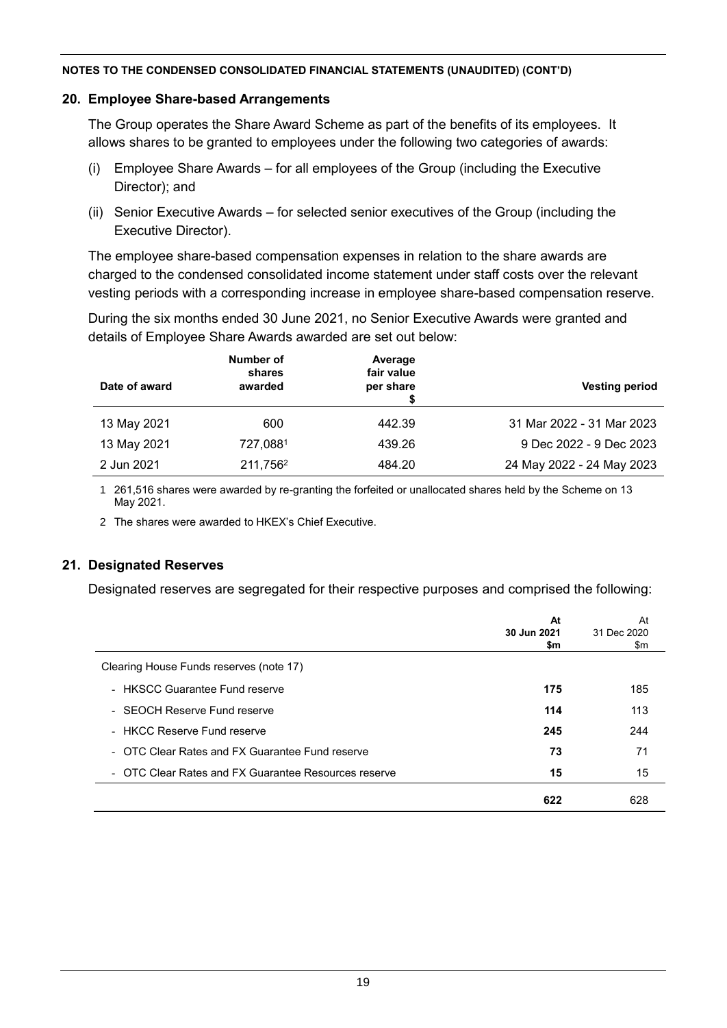**NOTES TO THE CONDENSED CONSOLIDATED FINANCIAL STATEMENTS (UNAUDITED) (CONT'D)**

## 20. Employee Share-based Arrangements

The Group operates the Share Award Scheme as part of the benefits of its employees. It allows shares to be granted to employees under the following two categories of awards:

(i) Employee Share Awards – for all employees of the Group (including the Executive Director); and

(ii) Senior Executive Awards – for selected senior executives of the Group (including the Executive Director).

The employee share-based compensation expenses in relation to the share awards are charged to the condensed consolidated income statement under staff costs over the relevant vesting periods with a corresponding increase in employee share-based compensation reserve.

During the six months ended 30 June 2021, no Senior Executive Awards were granted and details of Employee Share Awards awarded are set out below:

| Date of award | Number of shares awarded | Average fair value per share $ | Vesting period |
|---|---|---|---|
| 13 May 2021 | 600 | 442.39 | 31 Mar 2022 - 31 Mar 2023 |
| 13 May 2021 | 727,088[1] | 439.26 | 9 Dec 2022 - 9 Dec 2023 |
| 2 Jun 2021 | 211,756[2] | 484.20 | 24 May 2022 - 24 May 2023 |

1 261,516 shares were awarded by re-granting the forfeited or unallocated shares held by the Scheme on 13 May 2021.

2 The shares were awarded to HKEX's Chief Executive.

## 21. Designated Reserves

Designated reserves are segregated for their respective purposes and comprised the following:

| | **At 30 Jun 2021 $m** | At 31 Dec 2020 $m |
|---|---|---|
| Clearing House Funds reserves (note 17) | | |
| - HKSCC Guarantee Fund reserve | **175** | 185 |
| - SEOCH Reserve Fund reserve | **114** | 113 |
| - HKCC Reserve Fund reserve | **245** | 244 |
| - OTC Clear Rates and FX Guarantee Fund reserve | **73** | 71 |
| - OTC Clear Rates and FX Guarantee Resources reserve | **15** | 15 |
| | **622** | 628 |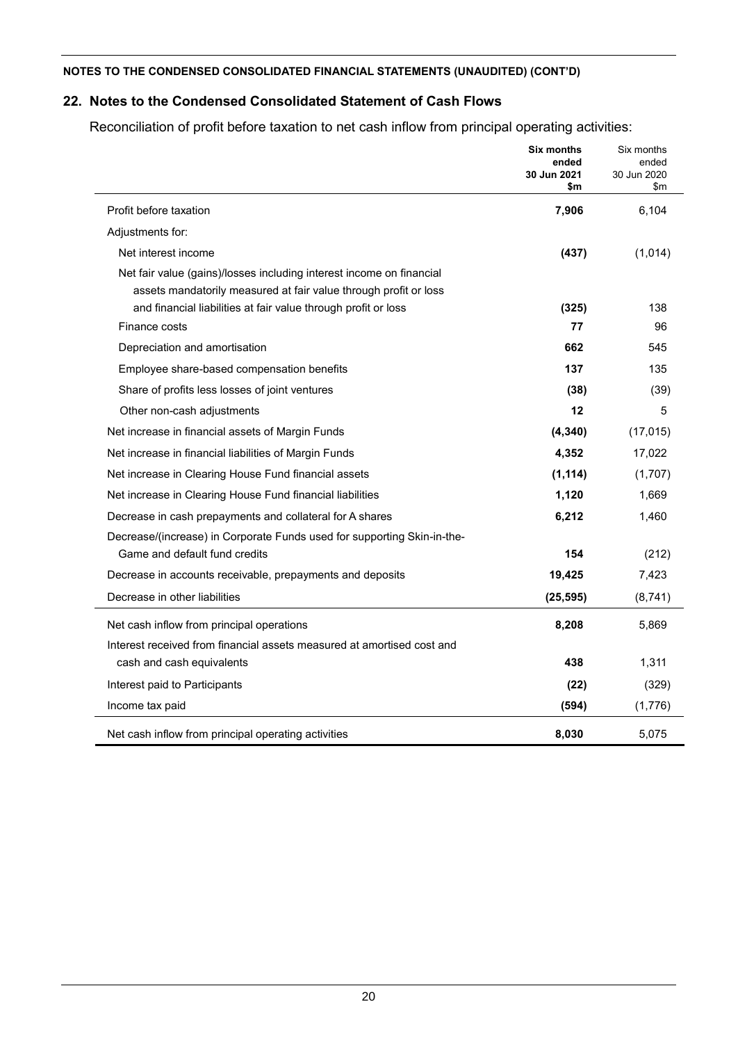**NOTES TO THE CONDENSED CONSOLIDATED FINANCIAL STATEMENTS (UNAUDITED) (CONT'D)**

## 22. Notes to the Condensed Consolidated Statement of Cash Flows

Reconciliation of profit before taxation to net cash inflow from principal operating activities:

| | **Six months ended 30 Jun 2021 $m** | Six months ended 30 Jun 2020 $m |
|---|---|---|
| Profit before taxation | **7,906** | 6,104 |
| Adjustments for: | | |
| Net interest income | **(437)** | (1,014) |
| Net fair value (gains)/losses including interest income on financial assets mandatorily measured at fair value through profit or loss and financial liabilities at fair value through profit or loss | **(325)** | 138 |
| Finance costs | **77** | 96 |
| Depreciation and amortisation | **662** | 545 |
| Employee share-based compensation benefits | **137** | 135 |
| Share of profits less losses of joint ventures | **(38)** | (39) |
| Other non-cash adjustments | **12** | 5 |
| Net increase in financial assets of Margin Funds | **(4,340)** | (17,015) |
| Net increase in financial liabilities of Margin Funds | **4,352** | 17,022 |
| Net increase in Clearing House Fund financial assets | **(1,114)** | (1,707) |
| Net increase in Clearing House Fund financial liabilities | **1,120** | 1,669 |
| Decrease in cash prepayments and collateral for A shares | **6,212** | 1,460 |
| Decrease/(increase) in Corporate Funds used for supporting Skin-in-the-Game and default fund credits | **154** | (212) |
| Decrease in accounts receivable, prepayments and deposits | **19,425** | 7,423 |
| Decrease in other liabilities | **(25,595)** | (8,741) |
| Net cash inflow from principal operations | **8,208** | 5,869 |
| Interest received from financial assets measured at amortised cost and cash and cash equivalents | **438** | 1,311 |
| Interest paid to Participants | **(22)** | (329) |
| Income tax paid | **(594)** | (1,776) |
| Net cash inflow from principal operating activities | **8,030** | 5,075 |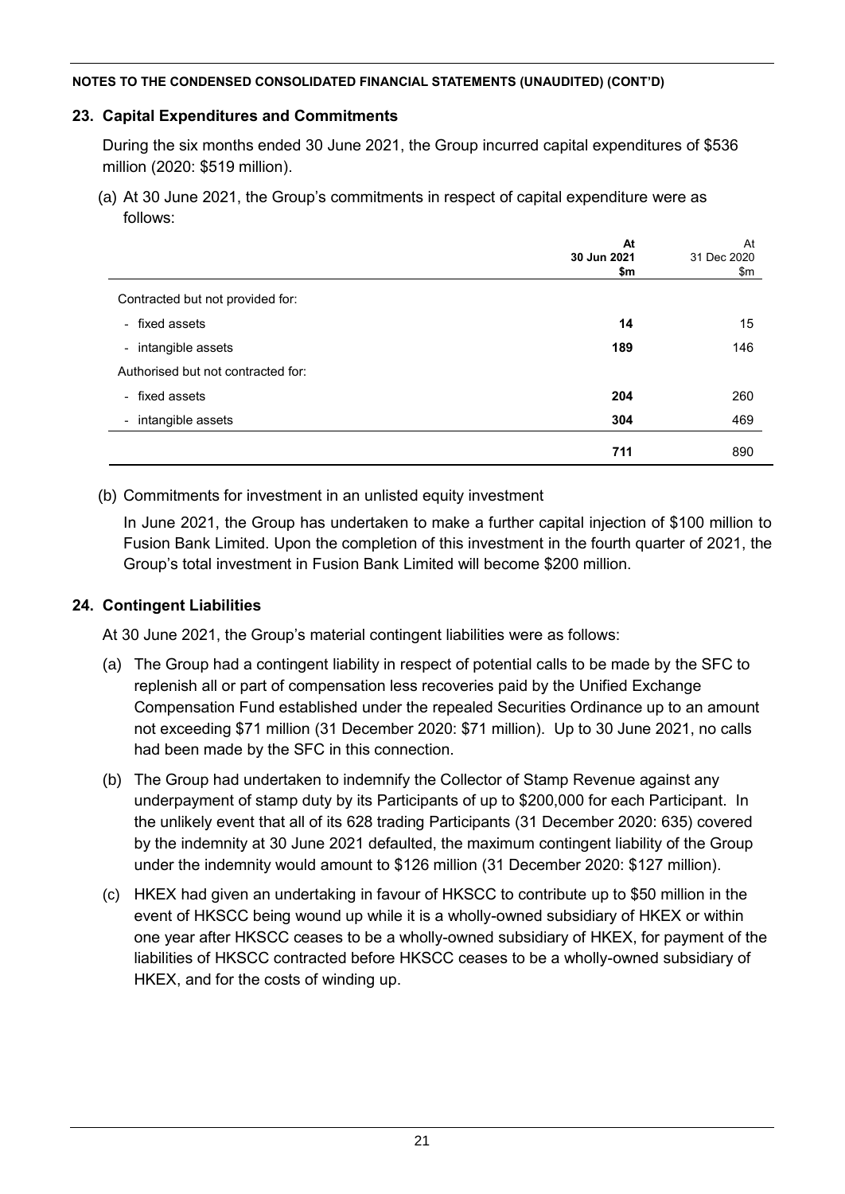**NOTES TO THE CONDENSED CONSOLIDATED FINANCIAL STATEMENTS (UNAUDITED) (CONT'D)**

## 23. Capital Expenditures and Commitments

During the six months ended 30 June 2021, the Group incurred capital expenditures of $536 million (2020: $519 million).

(a) At 30 June 2021, the Group's commitments in respect of capital expenditure were as follows:

| | **At 30 Jun 2021 $m** | At 31 Dec 2020 $m |
|---|---|---|
| Contracted but not provided for: | | |
| - fixed assets | **14** | 15 |
| - intangible assets | **189** | 146 |
| Authorised but not contracted for: | | |
| - fixed assets | **204** | 260 |
| - intangible assets | **304** | 469 |
| | **711** | 890 |

(b) Commitments for investment in an unlisted equity investment

In June 2021, the Group has undertaken to make a further capital injection of $100 million to Fusion Bank Limited. Upon the completion of this investment in the fourth quarter of 2021, the Group's total investment in Fusion Bank Limited will become $200 million.

## 24. Contingent Liabilities

At 30 June 2021, the Group's material contingent liabilities were as follows:

(a) The Group had a contingent liability in respect of potential calls to be made by the SFC to replenish all or part of compensation less recoveries paid by the Unified Exchange Compensation Fund established under the repealed Securities Ordinance up to an amount not exceeding $71 million (31 December 2020: $71 million). Up to 30 June 2021, no calls had been made by the SFC in this connection.

(b) The Group had undertaken to indemnify the Collector of Stamp Revenue against any underpayment of stamp duty by its Participants of up to $200,000 for each Participant. In the unlikely event that all of its 628 trading Participants (31 December 2020: 635) covered by the indemnity at 30 June 2021 defaulted, the maximum contingent liability of the Group under the indemnity would amount to $126 million (31 December 2020: $127 million).

(c) HKEX had given an undertaking in favour of HKSCC to contribute up to $50 million in the event of HKSCC being wound up while it is a wholly-owned subsidiary of HKEX or within one year after HKSCC ceases to be a wholly-owned subsidiary of HKEX, for payment of the liabilities of HKSCC contracted before HKSCC ceases to be a wholly-owned subsidiary of HKEX, and for the costs of winding up.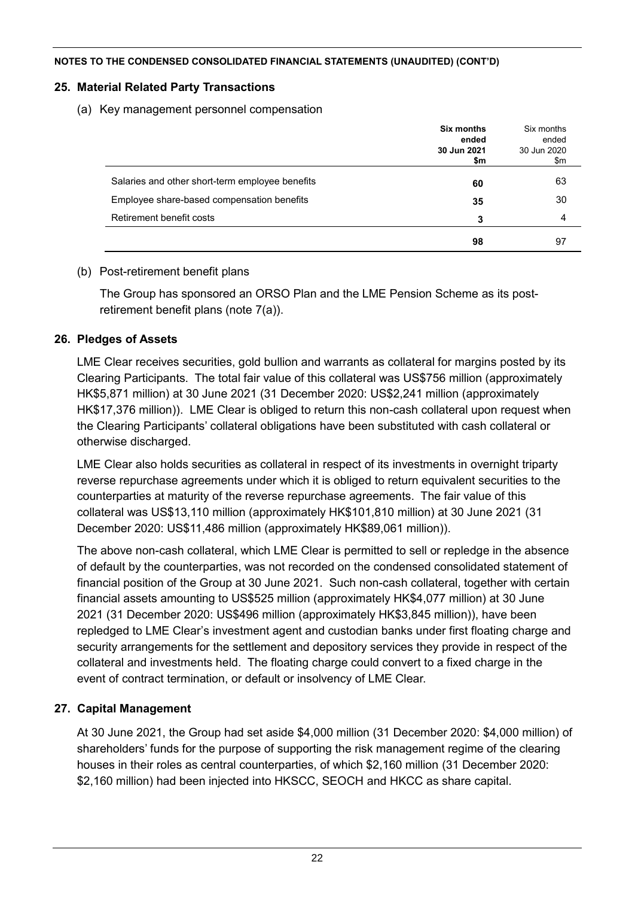**NOTES TO THE CONDENSED CONSOLIDATED FINANCIAL STATEMENTS (UNAUDITED) (CONT'D)**

## 25. Material Related Party Transactions

(a) Key management personnel compensation

| | **Six months ended 30 Jun 2021 $m** | Six months ended 30 Jun 2020 $m |
|---|---|---|
| Salaries and other short-term employee benefits | **60** | 63 |
| Employee share-based compensation benefits | **35** | 30 |
| Retirement benefit costs | **3** | 4 |
| | **98** | 97 |

(b) Post-retirement benefit plans

The Group has sponsored an ORSO Plan and the LME Pension Scheme as its post-retirement benefit plans (note 7(a)).

## 26. Pledges of Assets

LME Clear receives securities, gold bullion and warrants as collateral for margins posted by its Clearing Participants. The total fair value of this collateral was US$756 million (approximately HK$5,871 million) at 30 June 2021 (31 December 2020: US$2,241 million (approximately HK$17,376 million)). LME Clear is obliged to return this non-cash collateral upon request when the Clearing Participants' collateral obligations have been substituted with cash collateral or otherwise discharged.

LME Clear also holds securities as collateral in respect of its investments in overnight triparty reverse repurchase agreements under which it is obliged to return equivalent securities to the counterparties at maturity of the reverse repurchase agreements. The fair value of this collateral was US$13,110 million (approximately HK$101,810 million) at 30 June 2021 (31 December 2020: US$11,486 million (approximately HK$89,061 million)).

The above non-cash collateral, which LME Clear is permitted to sell or repledge in the absence of default by the counterparties, was not recorded on the condensed consolidated statement of financial position of the Group at 30 June 2021. Such non-cash collateral, together with certain financial assets amounting to US$525 million (approximately HK$4,077 million) at 30 June 2021 (31 December 2020: US$496 million (approximately HK$3,845 million)), have been repledged to LME Clear's investment agent and custodian banks under first floating charge and security arrangements for the settlement and depository services they provide in respect of the collateral and investments held. The floating charge could convert to a fixed charge in the event of contract termination, or default or insolvency of LME Clear.

## 27. Capital Management

At 30 June 2021, the Group had set aside $4,000 million (31 December 2020: $4,000 million) of shareholders' funds for the purpose of supporting the risk management regime of the clearing houses in their roles as central counterparties, of which $2,160 million (31 December 2020: $2,160 million) had been injected into HKSCC, SEOCH and HKCC as share capital.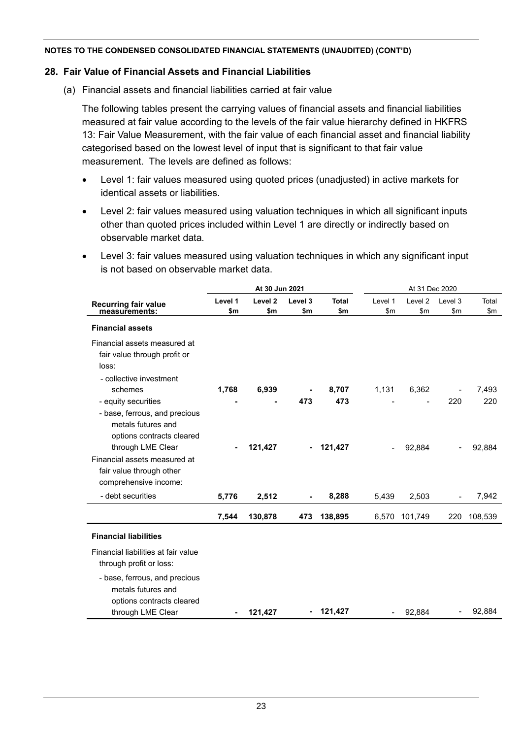**NOTES TO THE CONDENSED CONSOLIDATED FINANCIAL STATEMENTS (UNAUDITED) (CONT'D)**

## 28. Fair Value of Financial Assets and Financial Liabilities

(a) Financial assets and financial liabilities carried at fair value

The following tables present the carrying values of financial assets and financial liabilities measured at fair value according to the levels of the fair value hierarchy defined in HKFRS 13: Fair Value Measurement, with the fair value of each financial asset and financial liability categorised based on the lowest level of input that is significant to that fair value measurement. The levels are defined as follows:

- Level 1: fair values measured using quoted prices (unadjusted) in active markets for identical assets or liabilities.
- Level 2: fair values measured using valuation techniques in which all significant inputs other than quoted prices included within Level 1 are directly or indirectly based on observable market data.
- Level 3: fair values measured using valuation techniques in which any significant input is not based on observable market data.

| | **At 30 Jun 2021** | | | | At 31 Dec 2020 | | | |
|---|---|---|---|---|---|---|---|---|
| **Recurring fair value measurements:** | **Level 1 $m** | **Level 2 $m** | **Level 3 $m** | **Total $m** | Level 1 $m | Level 2 $m | Level 3 $m | Total $m |
| **Financial assets** | | | | | | | | |
| Financial assets measured at fair value through profit or loss: | | | | | | | | |
| - collective investment schemes | **1,768** | **6,939** | **-** | **8,707** | 1,131 | 6,362 | - | 7,493 |
| - equity securities | **-** | **-** | **473** | **473** | - | - | 220 | 220 |
| - base, ferrous, and precious metals futures and options contracts cleared through LME Clear | **-** | **121,427** | **-** | **121,427** | - | 92,884 | - | 92,884 |
| Financial assets measured at fair value through other comprehensive income: | | | | | | | | |
| - debt securities | **5,776** | **2,512** | **-** | **8,288** | 5,439 | 2,503 | - | 7,942 |
| | **7,544** | **130,878** | **473** | **138,895** | 6,570 | 101,749 | 220 | 108,539 |
| **Financial liabilities** | | | | | | | | |
| Financial liabilities at fair value through profit or loss: | | | | | | | | |
| - base, ferrous, and precious metals futures and options contracts cleared through LME Clear | **-** | **121,427** | **-** | **121,427** | - | 92,884 | - | 92,884 |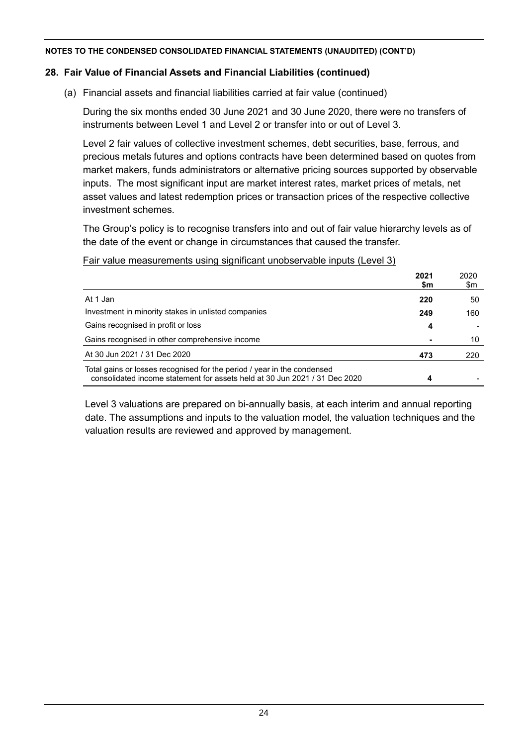**NOTES TO THE CONDENSED CONSOLIDATED FINANCIAL STATEMENTS (UNAUDITED) (CONT'D)**

## 28. Fair Value of Financial Assets and Financial Liabilities (continued)

(a) Financial assets and financial liabilities carried at fair value (continued)

During the six months ended 30 June 2021 and 30 June 2020, there were no transfers of instruments between Level 1 and Level 2 or transfer into or out of Level 3.

Level 2 fair values of collective investment schemes, debt securities, base, ferrous, and precious metals futures and options contracts have been determined based on quotes from market makers, funds administrators or alternative pricing sources supported by observable inputs. The most significant input are market interest rates, market prices of metals, net asset values and latest redemption prices or transaction prices of the respective collective investment schemes.

The Group's policy is to recognise transfers into and out of fair value hierarchy levels as of the date of the event or change in circumstances that caused the transfer.

Fair value measurements using significant unobservable inputs (Level 3)

| | **2021 $m** | 2020 $m |
|---|---|---|
| At 1 Jan | **220** | 50 |
| Investment in minority stakes in unlisted companies | **249** | 160 |
| Gains recognised in profit or loss | **4** | - |
| Gains recognised in other comprehensive income | **-** | 10 |
| At 30 Jun 2021 / 31 Dec 2020 | **473** | 220 |
| Total gains or losses recognised for the period / year in the condensed consolidated income statement for assets held at 30 Jun 2021 / 31 Dec 2020 | **4** | - |

Level 3 valuations are prepared on bi-annually basis, at each interim and annual reporting date. The assumptions and inputs to the valuation model, the valuation techniques and the valuation results are reviewed and approved by management.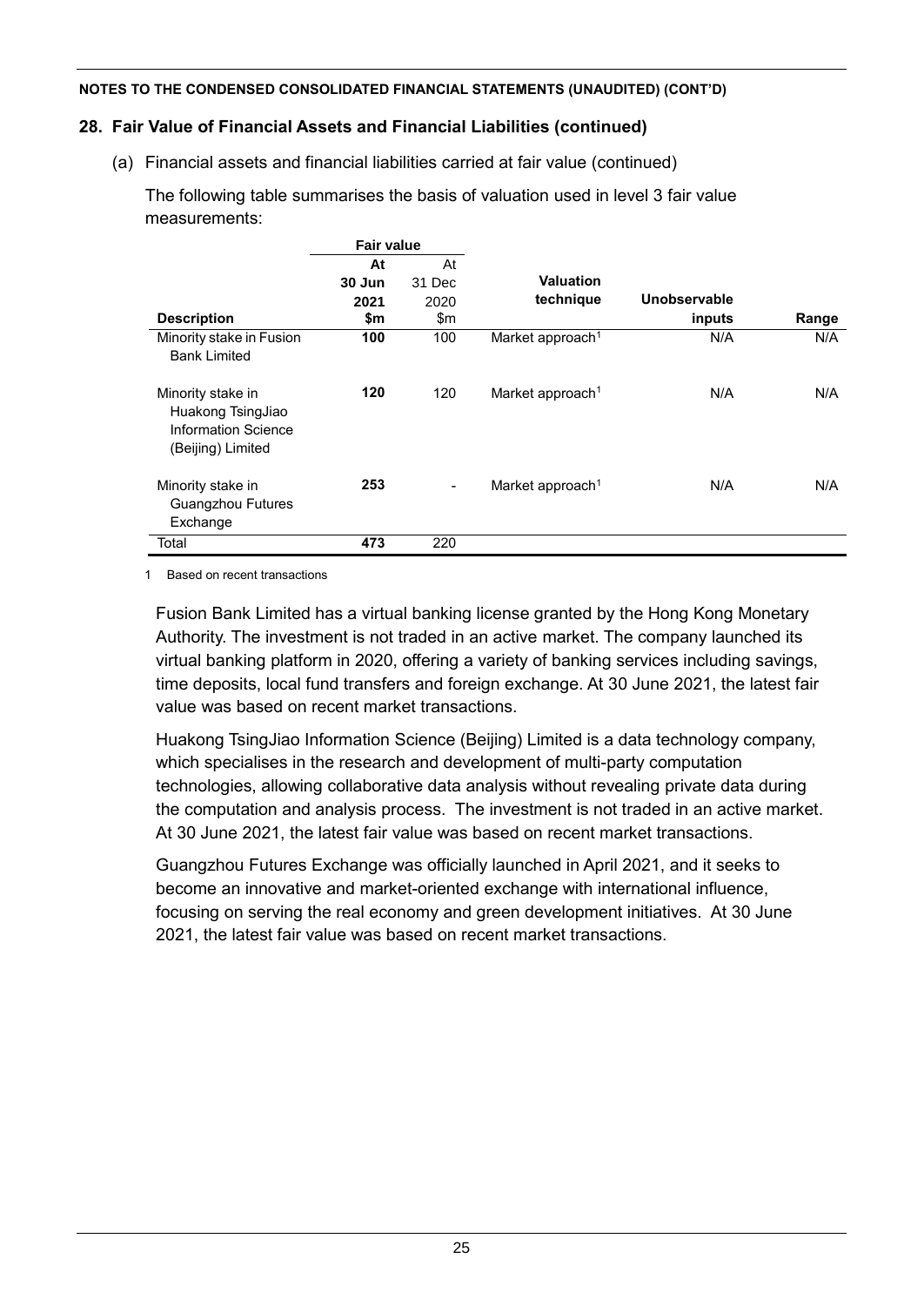**NOTES TO THE CONDENSED CONSOLIDATED FINANCIAL STATEMENTS (UNAUDITED) (CONT'D)**

## 28. Fair Value of Financial Assets and Financial Liabilities (continued)

(a) Financial assets and financial liabilities carried at fair value (continued)

The following table summarises the basis of valuation used in level 3 fair value measurements:

| | Fair value | | | | |
|---|---|---|---|---|---|
| **Description** | **At 30 Jun 2021 $m** | At 31 Dec 2020 $m | **Valuation technique** | **Unobservable inputs** | **Range** |
| Minority stake in Fusion Bank Limited | **100** | 100 | Market approach[1] | N/A | N/A |
| Minority stake in Huakong TsingJiao Information Science (Beijing) Limited | **120** | 120 | Market approach[1] | N/A | N/A |
| Minority stake in Guangzhou Futures Exchange | **253** | - | Market approach[1] | N/A | N/A |
| Total | **473** | 220 | | | |

1 Based on recent transactions

Fusion Bank Limited has a virtual banking license granted by the Hong Kong Monetary Authority. The investment is not traded in an active market. The company launched its virtual banking platform in 2020, offering a variety of banking services including savings, time deposits, local fund transfers and foreign exchange. At 30 June 2021, the latest fair value was based on recent market transactions.

Huakong TsingJiao Information Science (Beijing) Limited is a data technology company, which specialises in the research and development of multi-party computation technologies, allowing collaborative data analysis without revealing private data during the computation and analysis process. The investment is not traded in an active market. At 30 June 2021, the latest fair value was based on recent market transactions.

Guangzhou Futures Exchange was officially launched in April 2021, and it seeks to become an innovative and market-oriented exchange with international influence, focusing on serving the real economy and green development initiatives. At 30 June 2021, the latest fair value was based on recent market transactions.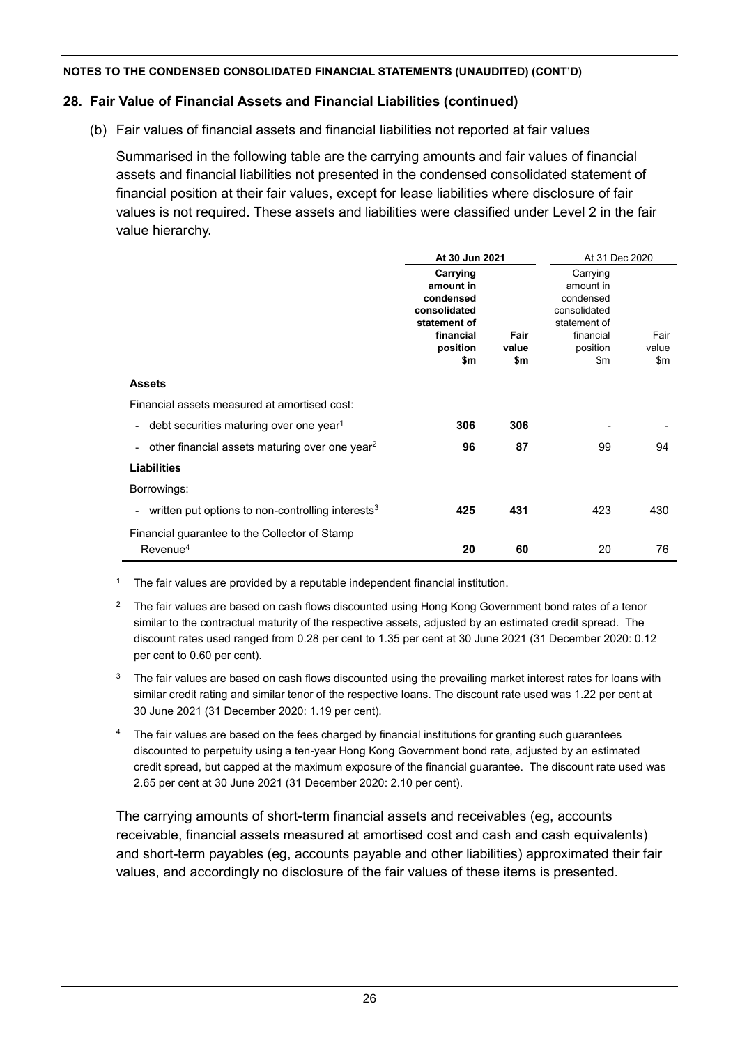**NOTES TO THE CONDENSED CONSOLIDATED FINANCIAL STATEMENTS (UNAUDITED) (CONT'D)**

## 28. Fair Value of Financial Assets and Financial Liabilities (continued)

(b) Fair values of financial assets and financial liabilities not reported at fair values

Summarised in the following table are the carrying amounts and fair values of financial assets and financial liabilities not presented in the condensed consolidated statement of financial position at their fair values, except for lease liabilities where disclosure of fair values is not required. These assets and liabilities were classified under Level 2 in the fair value hierarchy.

| | **At 30 Jun 2021** | | At 31 Dec 2020 | |
|---|---|---|---|---|
| | **Carrying amount in condensed consolidated statement of financial position $m** | **Fair value $m** | Carrying amount in condensed consolidated statement of financial position $m | Fair value $m |
| **Assets** | | | | |
| Financial assets measured at amortised cost: | | | | |
| - debt securities maturing over one year[1] | **306** | **306** | - | - |
| - other financial assets maturing over one year[2] | **96** | **87** | 99 | 94 |
| **Liabilities** | | | | |
| Borrowings: | | | | |
| - written put options to non-controlling interests[3] | **425** | **431** | 423 | 430 |
| Financial guarantee to the Collector of Stamp Revenue[4] | **20** | **60** | 20 | 76 |

[1] The fair values are provided by a reputable independent financial institution.

[2] The fair values are based on cash flows discounted using Hong Kong Government bond rates of a tenor similar to the contractual maturity of the respective assets, adjusted by an estimated credit spread. The discount rates used ranged from 0.28 per cent to 1.35 per cent at 30 June 2021 (31 December 2020: 0.12 per cent to 0.60 per cent).

[3] The fair values are based on cash flows discounted using the prevailing market interest rates for loans with similar credit rating and similar tenor of the respective loans. The discount rate used was 1.22 per cent at 30 June 2021 (31 December 2020: 1.19 per cent).

[4] The fair values are based on the fees charged by financial institutions for granting such guarantees discounted to perpetuity using a ten-year Hong Kong Government bond rate, adjusted by an estimated credit spread, but capped at the maximum exposure of the financial guarantee. The discount rate used was 2.65 per cent at 30 June 2021 (31 December 2020: 2.10 per cent).

The carrying amounts of short-term financial assets and receivables (eg, accounts receivable, financial assets measured at amortised cost and cash and cash equivalents) and short-term payables (eg, accounts payable and other liabilities) approximated their fair values, and accordingly no disclosure of the fair values of these items is presented.